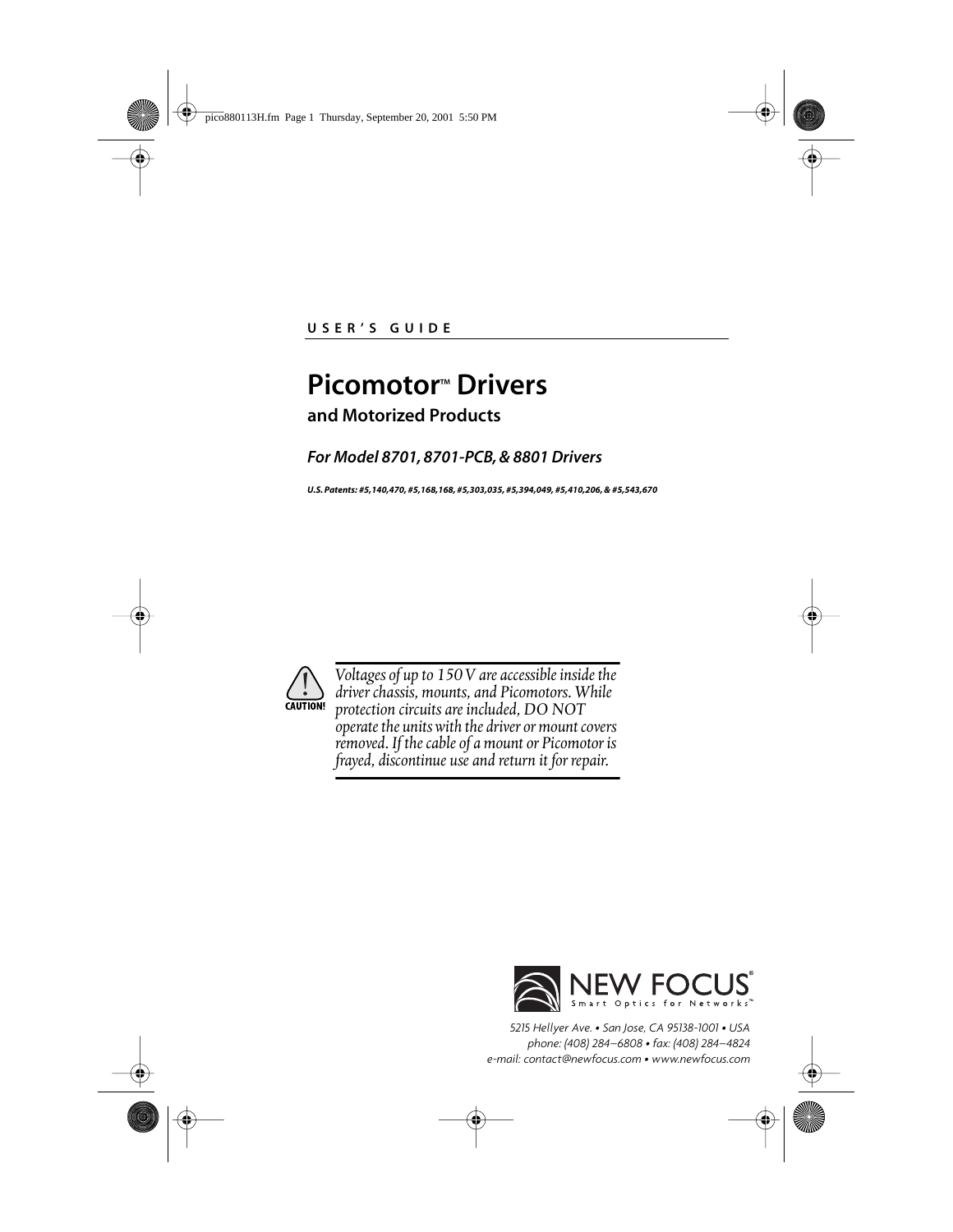USER'S GUIDE

# Picomotor™ Drivers

## and Motorized Products

### *For Model 8701, 8701-PCB, & 8801 Drivers*

***U.S. Patents: #5,140,470, #5,168,168, #5,303,035, #5,394,049, #5,410,206, & #5,543,670***

**CAUTION!** *Voltages of up to 150 V are accessible inside the driver chassis, mounts, and Picomotors. While protection circuits are included, DO NOT operate the units with the driver or mount covers removed. If the cable of a mount or Picomotor is frayed, discontinue use and return it for repair.*

NEW FOCUS®
Smart Optics for Networks™

*5215 Hellyer Ave. • San Jose, CA 95138-1001 • USA*
*phone: (408) 284–6808 • fax: (408) 284–4824*
*e-mail: contact@newfocus.com • www.newfocus.com*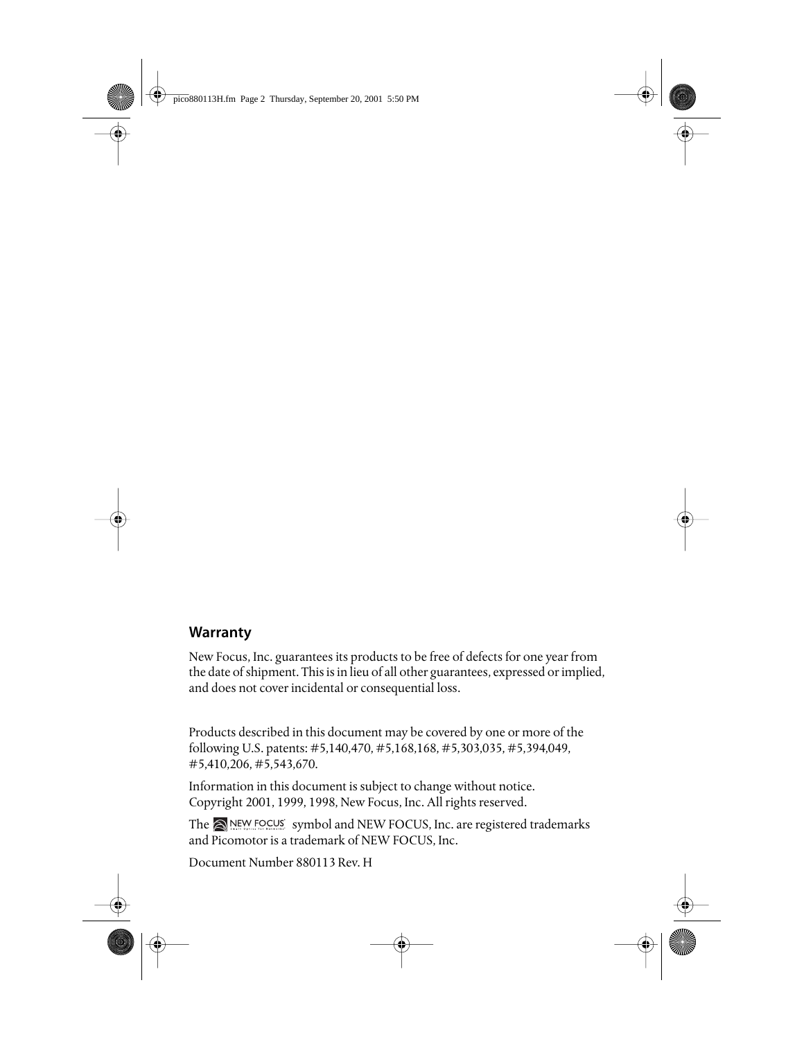## Warranty

New Focus, Inc. guarantees its products to be free of defects for one year from the date of shipment. This is in lieu of all other guarantees, expressed or implied, and does not cover incidental or consequential loss.

Products described in this document may be covered by one or more of the following U.S. patents: #5,140,470, #5,168,168, #5,303,035, #5,394,049, #5,410,206, #5,543,670.

Information in this document is subject to change without notice.
Copyright 2001, 1999, 1998, New Focus, Inc. All rights reserved.

The NEW FOCUS symbol and NEW FOCUS, Inc. are registered trademarks and Picomotor is a trademark of NEW FOCUS, Inc.

Document Number 880113 Rev. H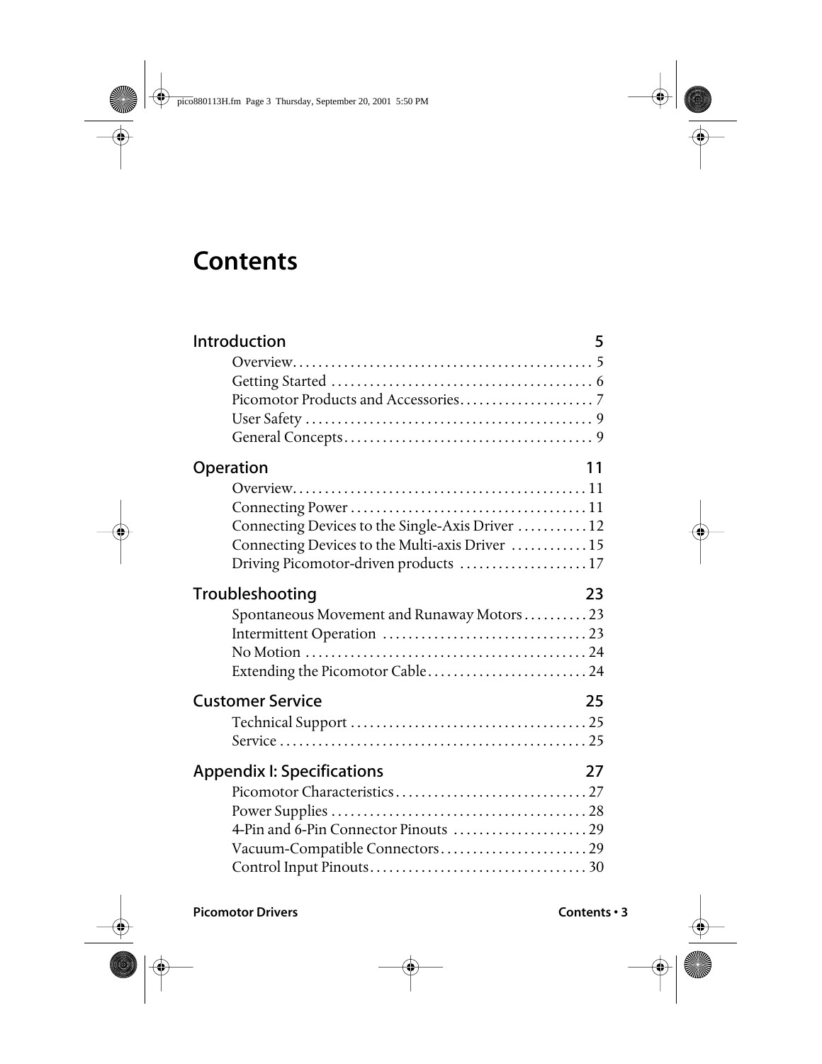# Contents

## Introduction 5

- Overview . . . . . 5
- Getting Started . . . . . 6
- Picomotor Products and Accessories . . . . . 7
- User Safety . . . . . 9
- General Concepts . . . . . 9

## Operation 11

- Overview . . . . . 11
- Connecting Power . . . . . 11
- Connecting Devices to the Single-Axis Driver . . . . . 12
- Connecting Devices to the Multi-axis Driver . . . . . 15
- Driving Picomotor-driven products . . . . . 17

## Troubleshooting 23

- Spontaneous Movement and Runaway Motors . . . . . 23
- Intermittent Operation . . . . . 23
- No Motion . . . . . 24
- Extending the Picomotor Cable . . . . . 24

## Customer Service 25

- Technical Support . . . . . 25
- Service . . . . . 25

## Appendix I: Specifications 27

- Picomotor Characteristics . . . . . 27
- Power Supplies . . . . . 28
- 4-Pin and 6-Pin Connector Pinouts . . . . . 29
- Vacuum-Compatible Connectors . . . . . 29
- Control Input Pinouts . . . . . 30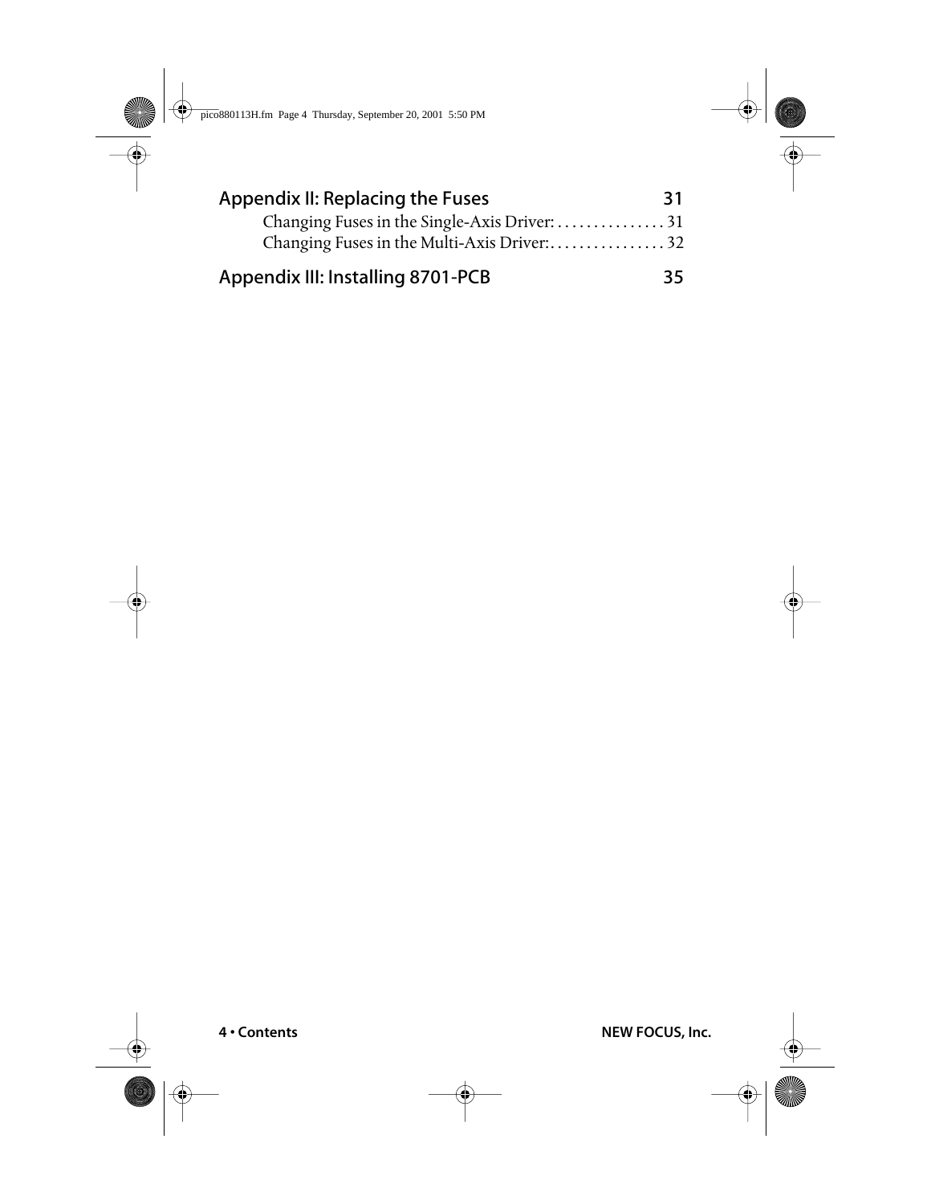Appendix II: Replacing the Fuses 31

Changing Fuses in the Single-Axis Driver: . . . . . . . . . . . . . . . 31

Changing Fuses in the Multi-Axis Driver:. . . . . . . . . . . . . . . . 32

Appendix III: Installing 8701-PCB 35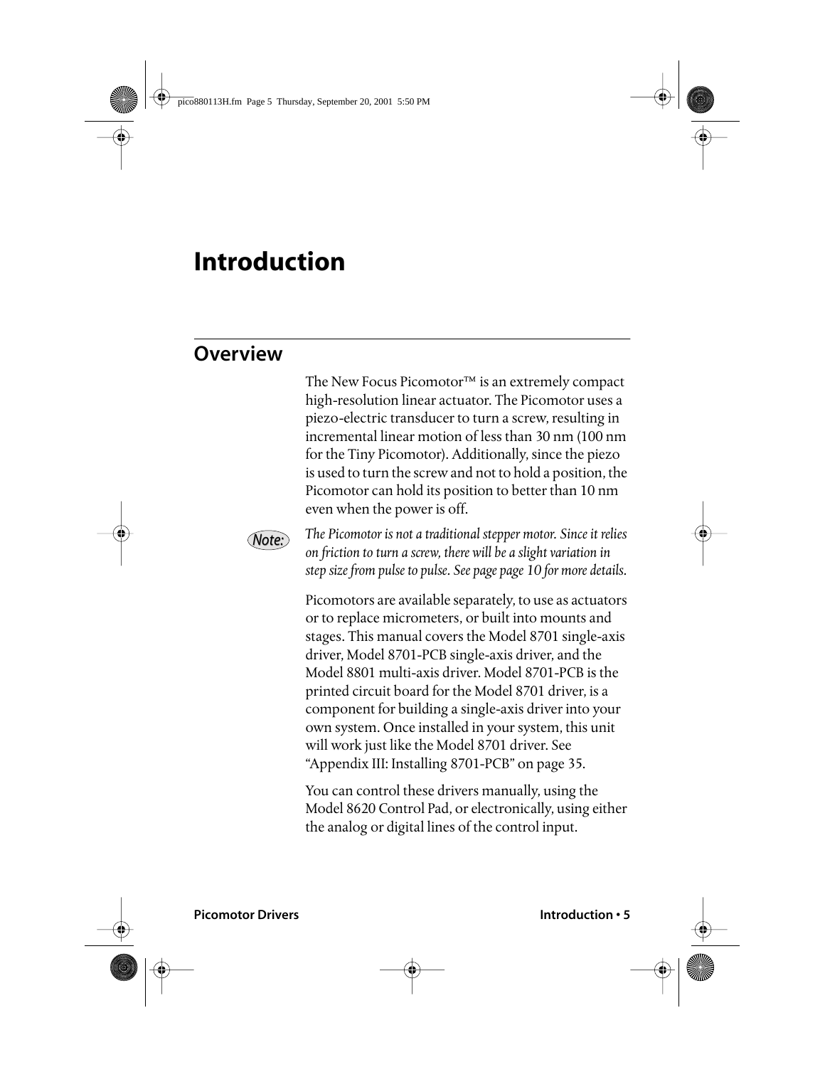# Introduction

## Overview

The New Focus Picomotor™ is an extremely compact high-resolution linear actuator. The Picomotor uses a piezo-electric transducer to turn a screw, resulting in incremental linear motion of less than 30 nm (100 nm for the Tiny Picomotor). Additionally, since the piezo is used to turn the screw and not to hold a position, the Picomotor can hold its position to better than 10 nm even when the power is off.

**Note:** *The Picomotor is not a traditional stepper motor. Since it relies on friction to turn a screw, there will be a slight variation in step size from pulse to pulse. See page page 10 for more details.*

Picomotors are available separately, to use as actuators or to replace micrometers, or built into mounts and stages. This manual covers the Model 8701 single-axis driver, Model 8701-PCB single-axis driver, and the Model 8801 multi-axis driver. Model 8701-PCB is the printed circuit board for the Model 8701 driver, is a component for building a single-axis driver into your own system. Once installed in your system, this unit will work just like the Model 8701 driver. See "Appendix III: Installing 8701-PCB" on page 35.

You can control these drivers manually, using the Model 8620 Control Pad, or electronically, using either the analog or digital lines of the control input.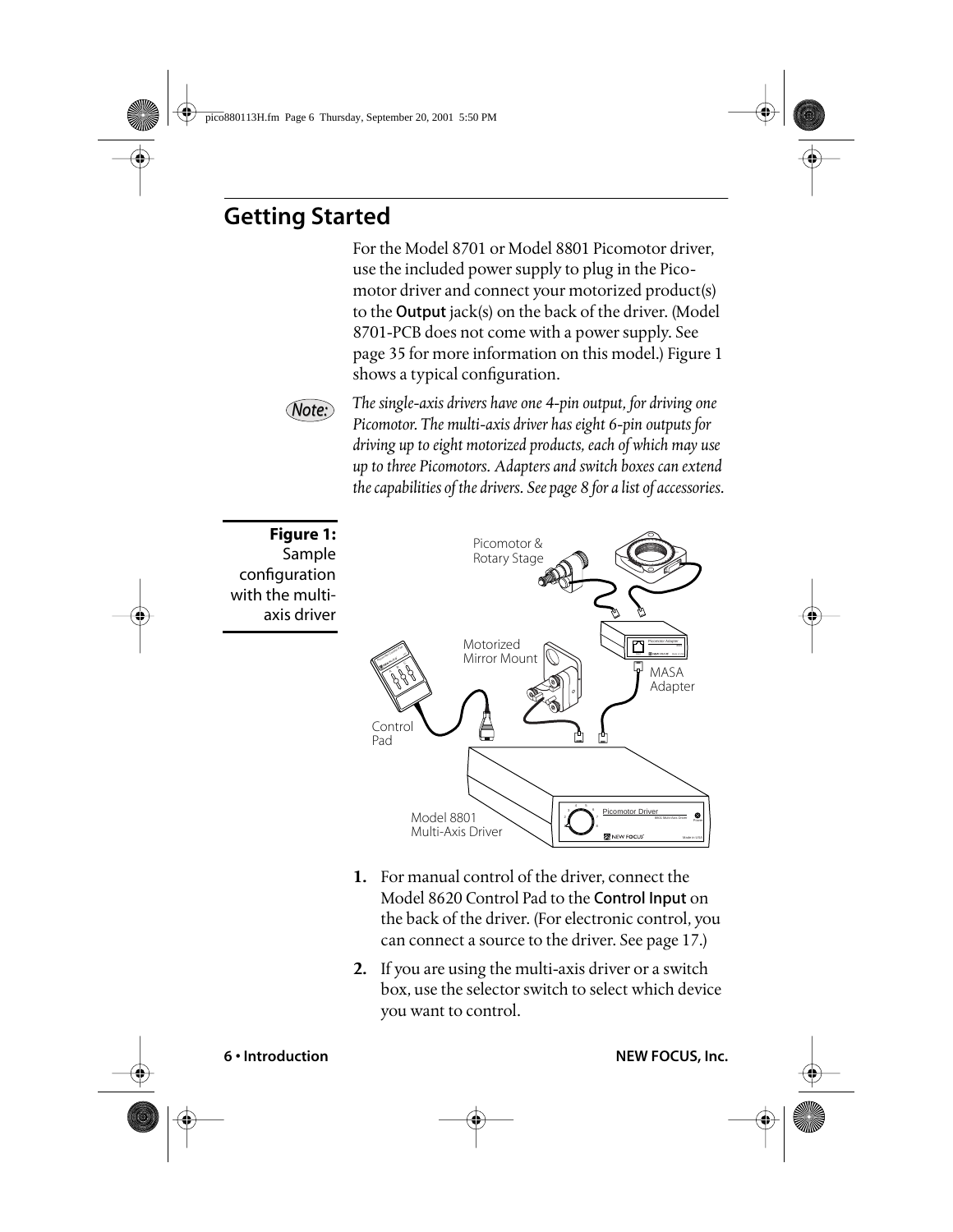## Getting Started

For the Model 8701 or Model 8801 Picomotor driver, use the included power supply to plug in the Picomotor driver and connect your motorized product(s) to the **Output** jack(s) on the back of the driver. (Model 8701-PCB does not come with a power supply. See page 35 for more information on this model.) Figure 1 shows a typical configuration.

*Note:* *The single-axis drivers have one 4-pin output, for driving one Picomotor. The multi-axis driver has eight 6-pin outputs for driving up to eight motorized products, each of which may use up to three Picomotors. Adapters and switch boxes can extend the capabilities of the drivers. See page 8 for a list of accessories.*

**Figure 1:** Sample configuration with the multi-axis driver

1. For manual control of the driver, connect the Model 8620 Control Pad to the **Control Input** on the back of the driver. (For electronic control, you can connect a source to the driver. See page 17.)
2. If you are using the multi-axis driver or a switch box, use the selector switch to select which device you want to control.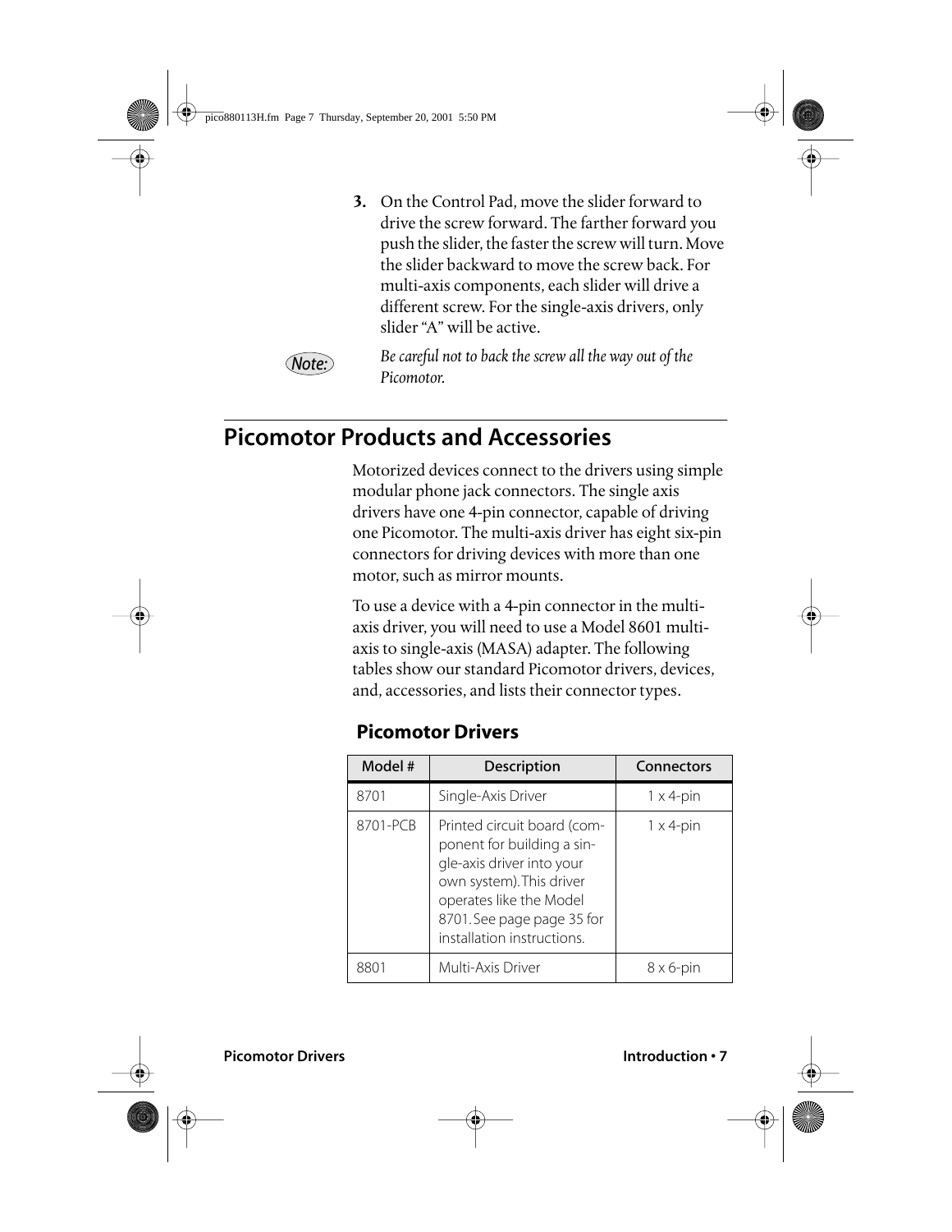3. On the Control Pad, move the slider forward to drive the screw forward. The farther forward you push the slider, the faster the screw will turn. Move the slider backward to move the screw back. For multi-axis components, each slider will drive a different screw. For the single-axis drivers, only slider "A" will be active.

*Note:* *Be careful not to back the screw all the way out of the Picomotor.*

## Picomotor Products and Accessories

Motorized devices connect to the drivers using simple modular phone jack connectors. The single axis drivers have one 4-pin connector, capable of driving one Picomotor. The multi-axis driver has eight six-pin connectors for driving devices with more than one motor, such as mirror mounts.

To use a device with a 4-pin connector in the multi-axis driver, you will need to use a Model 8601 multi-axis to single-axis (MASA) adapter. The following tables show our standard Picomotor drivers, devices, and, accessories, and lists their connector types.

### Picomotor Drivers

| Model # | Description | Connectors |
| --- | --- | --- |
| 8701 | Single-Axis Driver | 1 x 4-pin |
| 8701-PCB | Printed circuit board (component for building a single-axis driver into your own system). This driver operates like the Model 8701. See page page 35 for installation instructions. | 1 x 4-pin |
| 8801 | Multi-Axis Driver | 8 x 6-pin |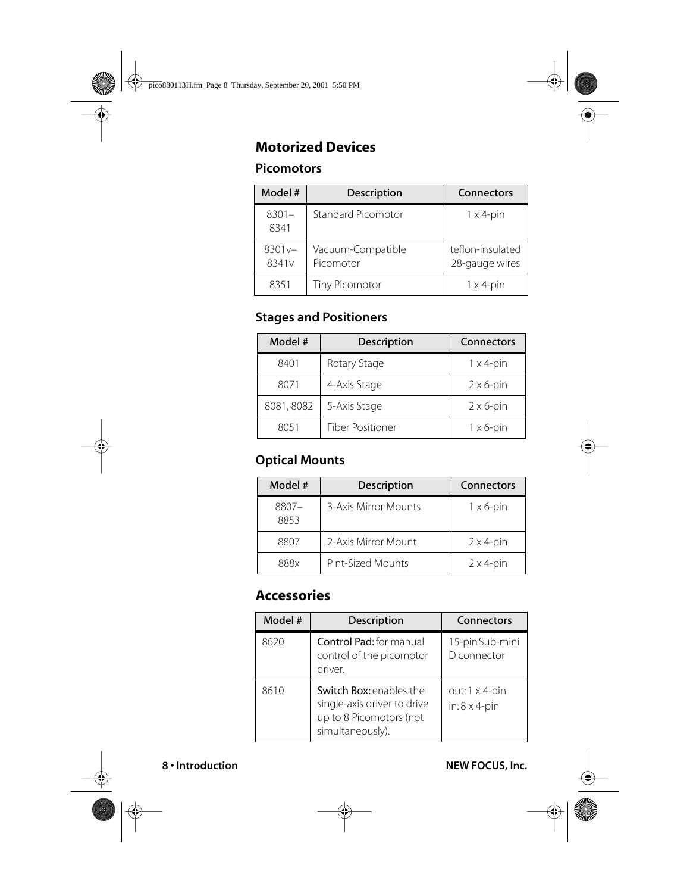# Motorized Devices

## Picomotors

| Model # | Description | Connectors |
|---|---|---|
| 8301–8341 | Standard Picomotor | 1 x 4-pin |
| 8301v–8341v | Vacuum-Compatible Picomotor | teflon-insulated 28-gauge wires |
| 8351 | Tiny Picomotor | 1 x 4-pin |

## Stages and Positioners

| Model # | Description | Connectors |
|---|---|---|
| 8401 | Rotary Stage | 1 x 4-pin |
| 8071 | 4-Axis Stage | 2 x 6-pin |
| 8081, 8082 | 5-Axis Stage | 2 x 6-pin |
| 8051 | Fiber Positioner | 1 x 6-pin |

## Optical Mounts

| Model # | Description | Connectors |
|---|---|---|
| 8807–8853 | 3-Axis Mirror Mounts | 1 x 6-pin |
| 8807 | 2-Axis Mirror Mount | 2 x 4-pin |
| 888x | Pint-Sized Mounts | 2 x 4-pin |

# Accessories

| Model # | Description | Connectors |
|---|---|---|
| 8620 | **Control Pad:** for manual control of the picomotor driver. | 15-pin Sub-mini D connector |
| 8610 | **Switch Box:** enables the single-axis driver to drive up to 8 Picomotors (not simultaneously). | out: 1 x 4-pin<br>in: 8 x 4-pin |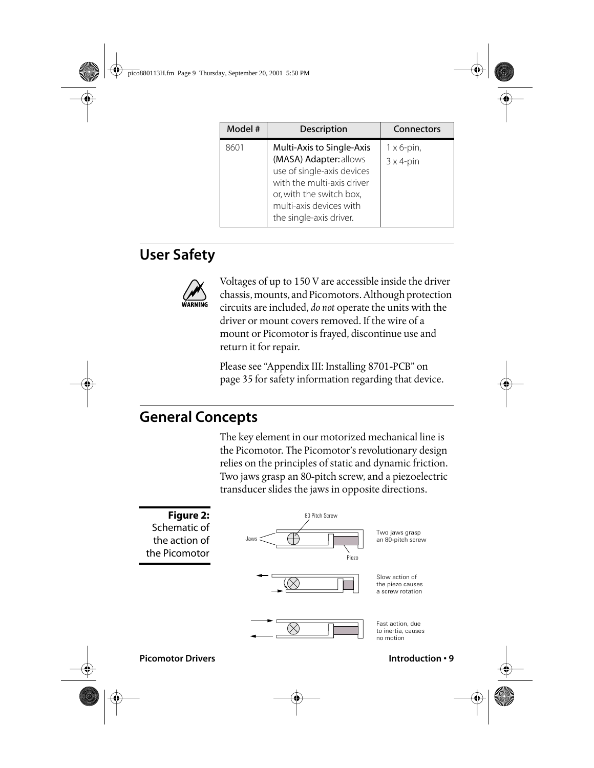| Model # | Description | Connectors |
|---|---|---|
| 8601 | Multi-Axis to Single-Axis (MASA) Adapter: allows use of single-axis devices with the multi-axis driver or, with the switch box, multi-axis devices with the single-axis driver. | 1 x 6-pin, 3 x 4-pin |

## User Safety

**WARNING**

Voltages of up to 150 V are accessible inside the driver chassis, mounts, and Picomotors. Although protection circuits are included, *do not* operate the units with the driver or mount covers removed. If the wire of a mount or Picomotor is frayed, discontinue use and return it for repair.

Please see "Appendix III: Installing 8701-PCB" on page 35 for safety information regarding that device.

## General Concepts

The key element in our motorized mechanical line is the Picomotor. The Picomotor's revolutionary design relies on the principles of static and dynamic friction. Two jaws grasp an 80-pitch screw, and a piezoelectric transducer slides the jaws in opposite directions.

**Figure 2:** Schematic of the action of the Picomotor

80 Pitch Screw
Jaws
Piezo

Two jaws grasp an 80-pitch screw

Slow action of the piezo causes a screw rotation

Fast action, due to inertia, causes no motion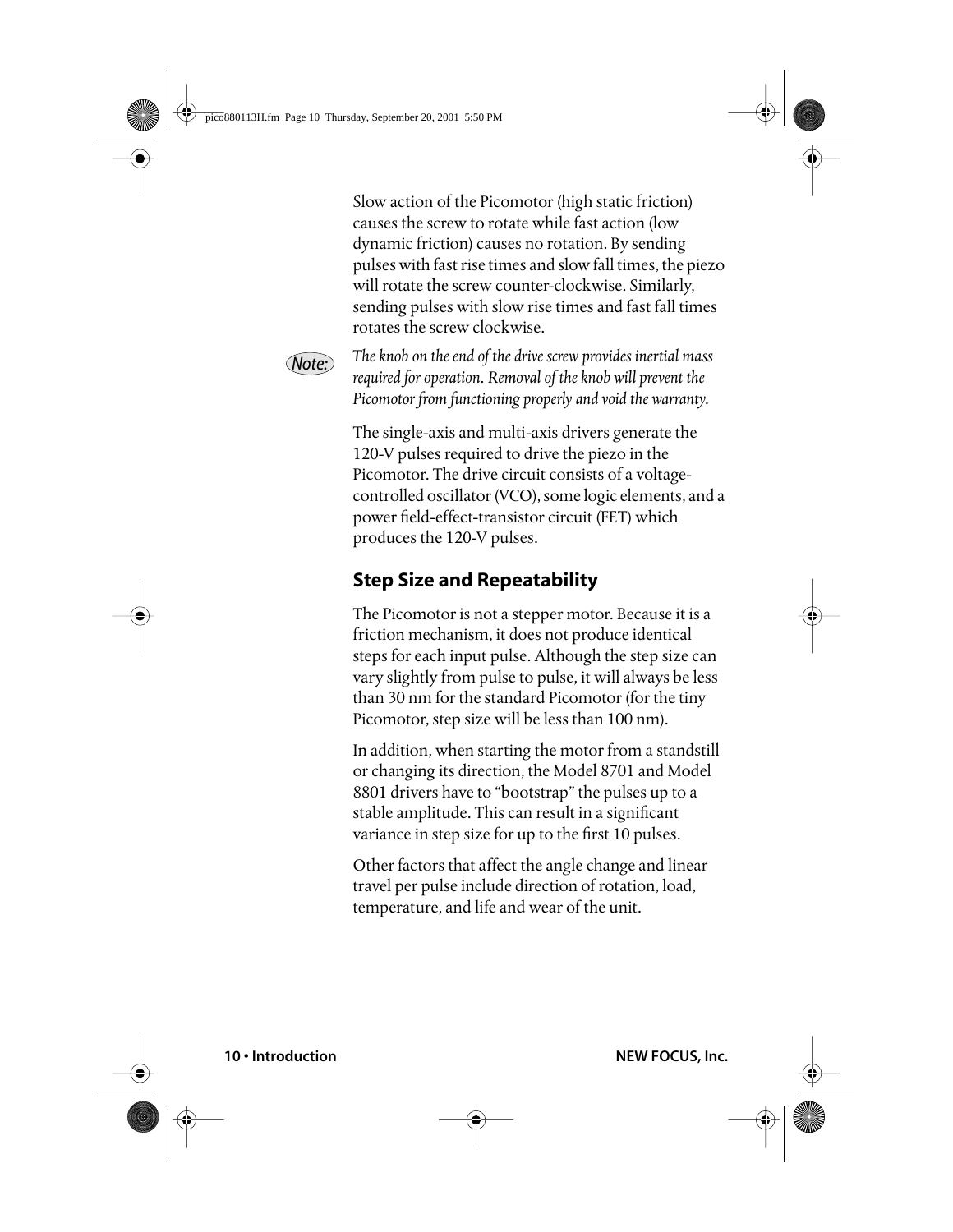Slow action of the Picomotor (high static friction) causes the screw to rotate while fast action (low dynamic friction) causes no rotation. By sending pulses with fast rise times and slow fall times, the piezo will rotate the screw counter-clockwise. Similarly, sending pulses with slow rise times and fast fall times rotates the screw clockwise.

**Note:** *The knob on the end of the drive screw provides inertial mass required for operation. Removal of the knob will prevent the Picomotor from functioning properly and void the warranty.*

The single-axis and multi-axis drivers generate the 120-V pulses required to drive the piezo in the Picomotor. The drive circuit consists of a voltage-controlled oscillator (VCO), some logic elements, and a power field-effect-transistor circuit (FET) which produces the 120-V pulses.

## Step Size and Repeatability

The Picomotor is not a stepper motor. Because it is a friction mechanism, it does not produce identical steps for each input pulse. Although the step size can vary slightly from pulse to pulse, it will always be less than 30 nm for the standard Picomotor (for the tiny Picomotor, step size will be less than 100 nm).

In addition, when starting the motor from a standstill or changing its direction, the Model 8701 and Model 8801 drivers have to “bootstrap” the pulses up to a stable amplitude. This can result in a significant variance in step size for up to the first 10 pulses.

Other factors that affect the angle change and linear travel per pulse include direction of rotation, load, temperature, and life and wear of the unit.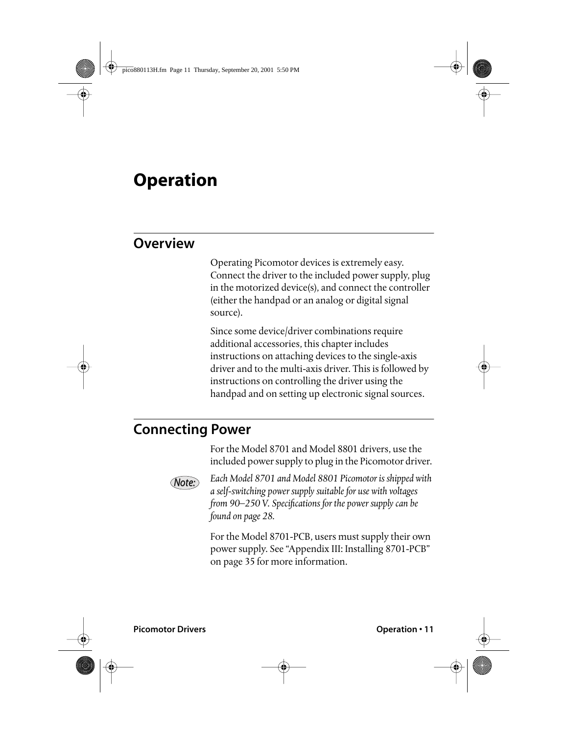# Operation

## Overview

Operating Picomotor devices is extremely easy. Connect the driver to the included power supply, plug in the motorized device(s), and connect the controller (either the handpad or an analog or digital signal source).

Since some device/driver combinations require additional accessories, this chapter includes instructions on attaching devices to the single-axis driver and to the multi-axis driver. This is followed by instructions on controlling the driver using the handpad and on setting up electronic signal sources.

## Connecting Power

For the Model 8701 and Model 8801 drivers, use the included power supply to plug in the Picomotor driver.

**Note:** *Each Model 8701 and Model 8801 Picomotor is shipped with a self-switching power supply suitable for use with voltages from 90–250 V. Specifications for the power supply can be found on page 28.*

For the Model 8701-PCB, users must supply their own power supply. See "Appendix III: Installing 8701-PCB" on page 35 for more information.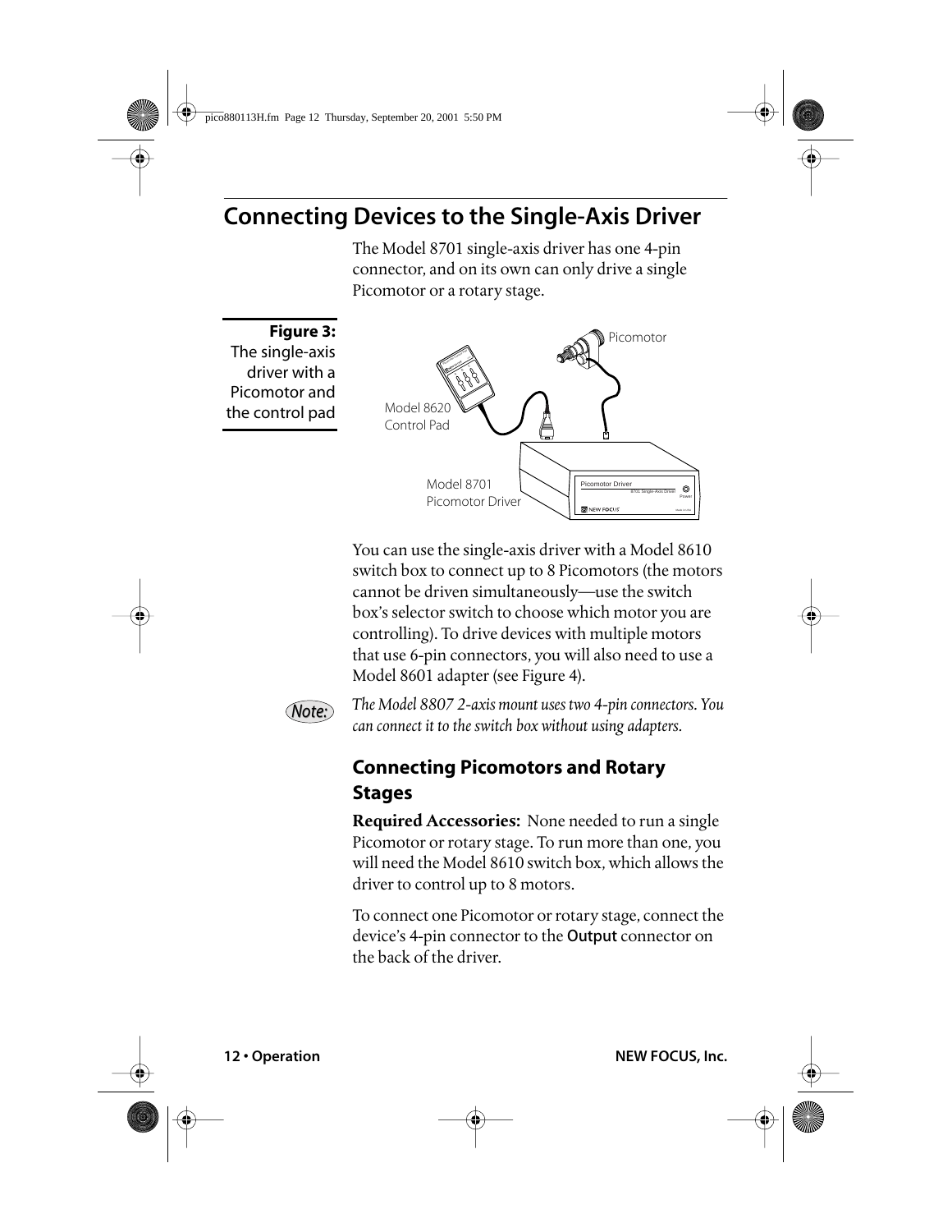# Connecting Devices to the Single-Axis Driver

The Model 8701 single-axis driver has one 4-pin connector, and on its own can only drive a single Picomotor or a rotary stage.

**Figure 3:** The single-axis driver with a Picomotor and the control pad

You can use the single-axis driver with a Model 8610 switch box to connect up to 8 Picomotors (the motors cannot be driven simultaneously—use the switch box's selector switch to choose which motor you are controlling). To drive devices with multiple motors that use 6-pin connectors, you will also need to use a Model 8601 adapter (see Figure 4).

*Note: The Model 8807 2-axis mount uses two 4-pin connectors. You can connect it to the switch box without using adapters.*

## Connecting Picomotors and Rotary Stages

**Required Accessories:** None needed to run a single Picomotor or rotary stage. To run more than one, you will need the Model 8610 switch box, which allows the driver to control up to 8 motors.

To connect one Picomotor or rotary stage, connect the device's 4-pin connector to the **Output** connector on the back of the driver.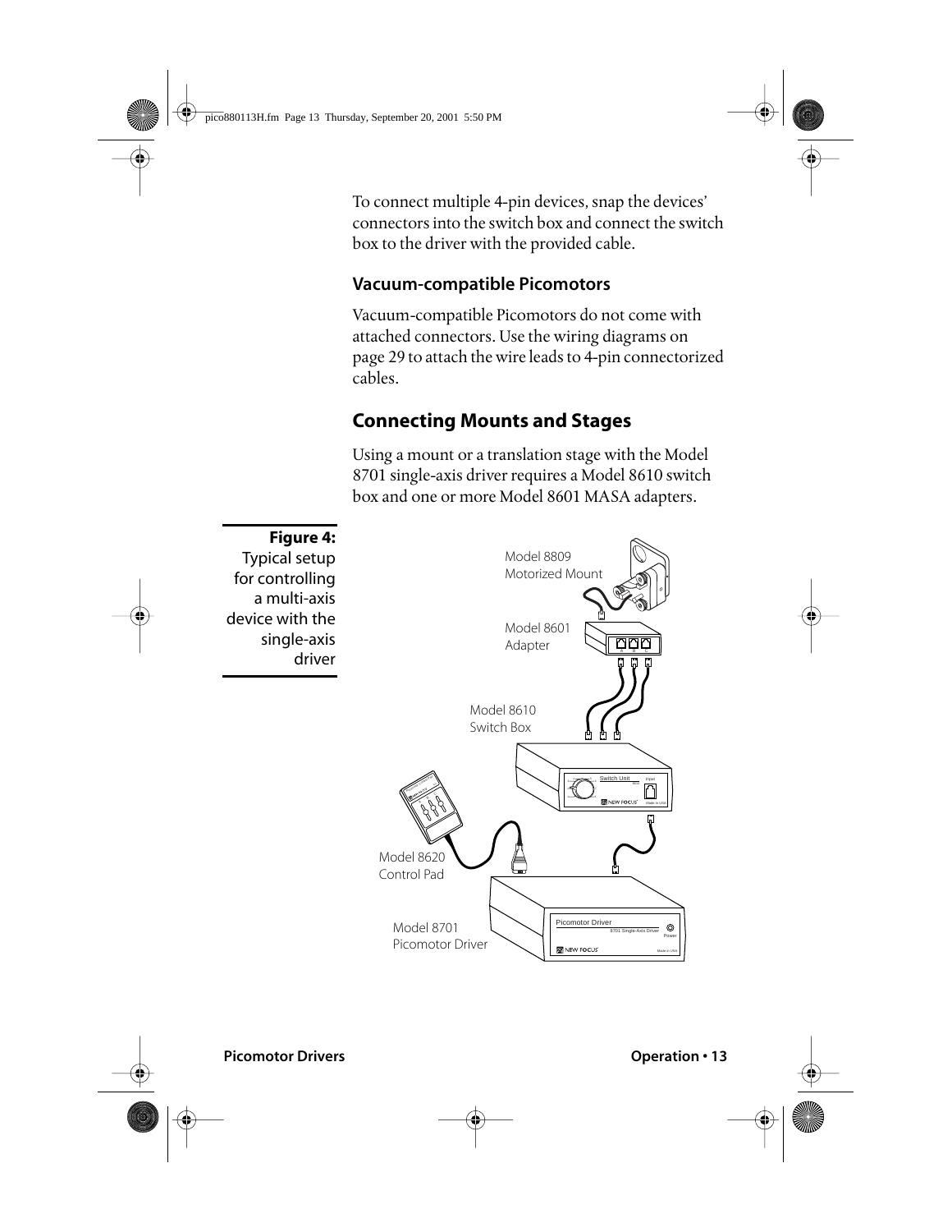To connect multiple 4-pin devices, snap the devices' connectors into the switch box and connect the switch box to the driver with the provided cable.

### Vacuum-compatible Picomotors

Vacuum-compatible Picomotors do not come with attached connectors. Use the wiring diagrams on page 29 to attach the wire leads to 4-pin connectorized cables.

## Connecting Mounts and Stages

Using a mount or a translation stage with the Model 8701 single-axis driver requires a Model 8610 switch box and one or more Model 8601 MASA adapters.

**Figure 4:** Typical setup for controlling a multi-axis device with the single-axis driver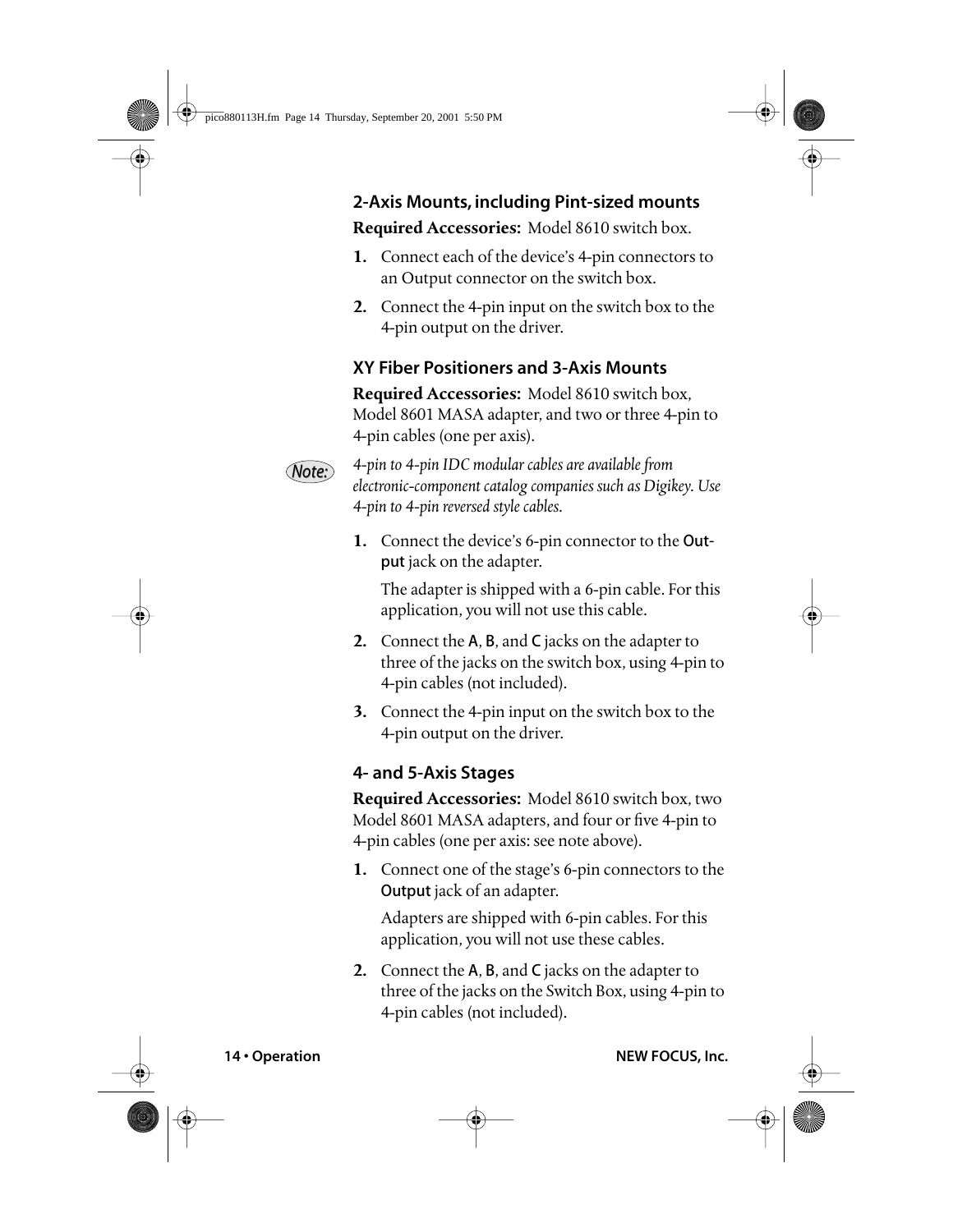### 2-Axis Mounts, including Pint-sized mounts

**Required Accessories:** Model 8610 switch box.

1. Connect each of the device's 4-pin connectors to an Output connector on the switch box.
2. Connect the 4-pin input on the switch box to the 4-pin output on the driver.

### XY Fiber Positioners and 3-Axis Mounts

**Required Accessories:** Model 8610 switch box, Model 8601 MASA adapter, and two or three 4-pin to 4-pin cables (one per axis).

*Note:* *4-pin to 4-pin IDC modular cables are available from electronic-component catalog companies such as Digikey. Use 4-pin to 4-pin reversed style cables.*

1. Connect the device's 6-pin connector to the **Output** jack on the adapter.

   The adapter is shipped with a 6-pin cable. For this application, you will not use this cable.

2. Connect the **A**, **B**, and **C** jacks on the adapter to three of the jacks on the switch box, using 4-pin to 4-pin cables (not included).
3. Connect the 4-pin input on the switch box to the 4-pin output on the driver.

### 4- and 5-Axis Stages

**Required Accessories:** Model 8610 switch box, two Model 8601 MASA adapters, and four or five 4-pin to 4-pin cables (one per axis: see note above).

1. Connect one of the stage's 6-pin connectors to the **Output** jack of an adapter.

   Adapters are shipped with 6-pin cables. For this application, you will not use these cables.

2. Connect the **A**, **B**, and **C** jacks on the adapter to three of the jacks on the Switch Box, using 4-pin to 4-pin cables (not included).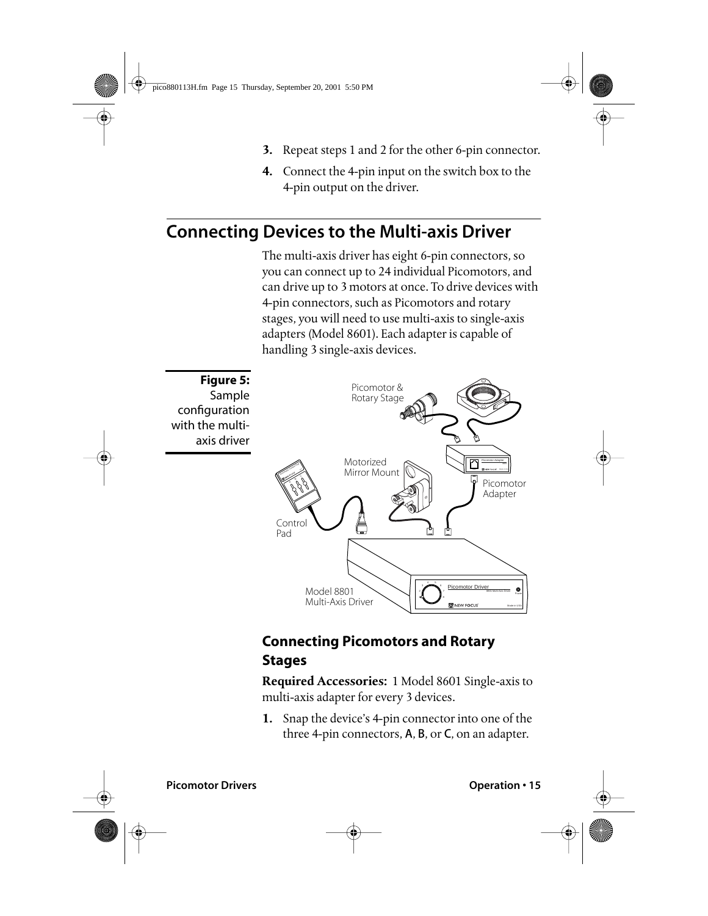3. Repeat steps 1 and 2 for the other 6-pin connector.
4. Connect the 4-pin input on the switch box to the 4-pin output on the driver.

## Connecting Devices to the Multi-axis Driver

The multi-axis driver has eight 6-pin connectors, so you can connect up to 24 individual Picomotors, and can drive up to 3 motors at once. To drive devices with 4-pin connectors, such as Picomotors and rotary stages, you will need to use multi-axis to single-axis adapters (Model 8601). Each adapter is capable of handling 3 single-axis devices.

**Figure 5:** Sample configuration with the multi-axis driver

### Connecting Picomotors and Rotary Stages

**Required Accessories:** 1 Model 8601 Single-axis to multi-axis adapter for every 3 devices.

1. Snap the device's 4-pin connector into one of the three 4-pin connectors, **A**, **B**, or **C**, on an adapter.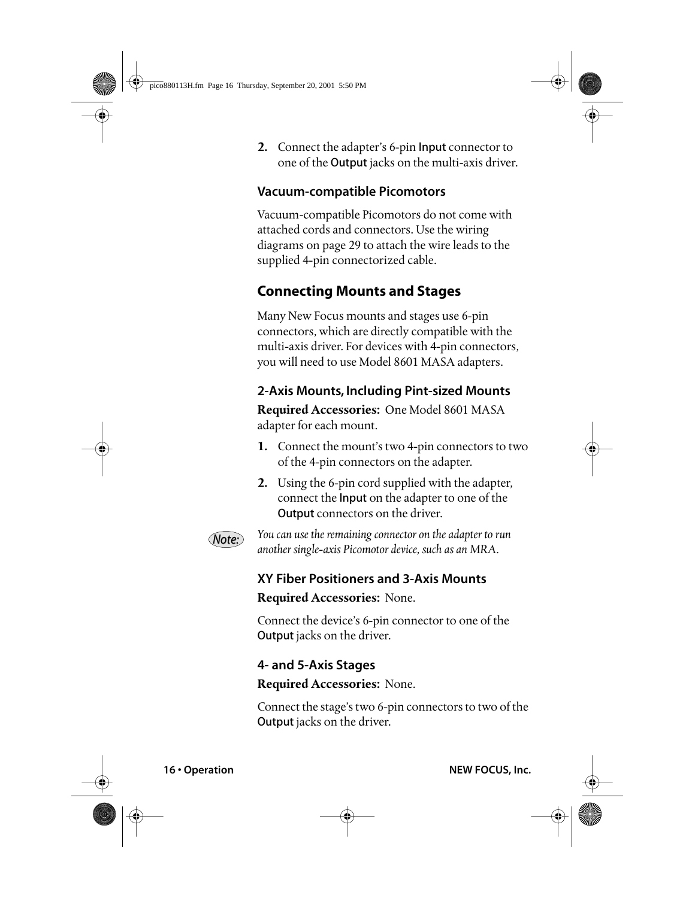2. Connect the adapter's 6-pin **Input** connector to one of the **Output** jacks on the multi-axis driver.

### Vacuum-compatible Picomotors

Vacuum-compatible Picomotors do not come with attached cords and connectors. Use the wiring diagrams on page 29 to attach the wire leads to the supplied 4-pin connectorized cable.

## Connecting Mounts and Stages

Many New Focus mounts and stages use 6-pin connectors, which are directly compatible with the multi-axis driver. For devices with 4-pin connectors, you will need to use Model 8601 MASA adapters.

### 2-Axis Mounts, Including Pint-sized Mounts

**Required Accessories:** One Model 8601 MASA adapter for each mount.

1. Connect the mount's two 4-pin connectors to two of the 4-pin connectors on the adapter.
2. Using the 6-pin cord supplied with the adapter, connect the **Input** on the adapter to one of the **Output** connectors on the driver.

*Note: You can use the remaining connector on the adapter to run another single-axis Picomotor device, such as an MRA.*

### XY Fiber Positioners and 3-Axis Mounts

**Required Accessories:** None.

Connect the device's 6-pin connector to one of the **Output** jacks on the driver.

### 4- and 5-Axis Stages

**Required Accessories:** None.

Connect the stage's two 6-pin connectors to two of the **Output** jacks on the driver.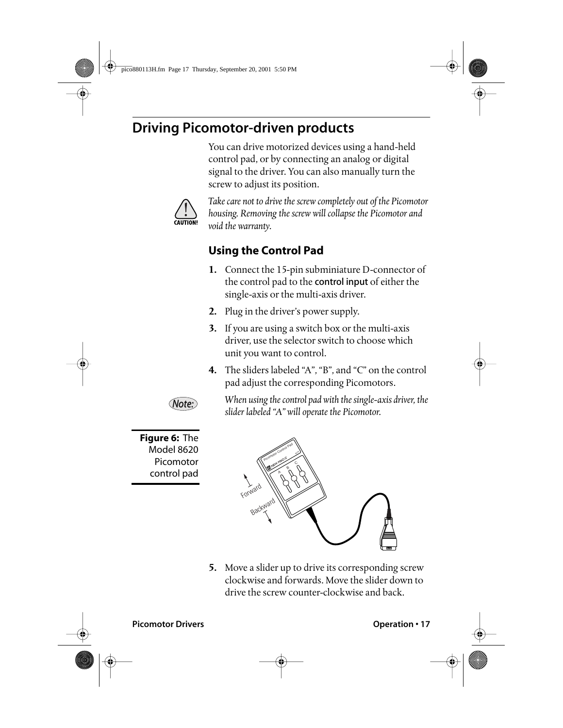## Driving Picomotor-driven products

You can drive motorized devices using a hand-held control pad, or by connecting an analog or digital signal to the driver. You can also manually turn the screw to adjust its position.

**CAUTION!** *Take care not to drive the screw completely out of the Picomotor housing. Removing the screw will collapse the Picomotor and void the warranty.*

### Using the Control Pad

1. Connect the 15-pin subminiature D-connector of the control pad to the **control input** of either the single-axis or the multi-axis driver.
2. Plug in the driver's power supply.
3. If you are using a switch box or the multi-axis driver, use the selector switch to choose which unit you want to control.
4. The sliders labeled "A", "B", and "C" on the control pad adjust the corresponding Picomotors.

**Note:** *When using the control pad with the single-axis driver, the slider labeled "A" will operate the Picomotor.*

**Figure 6:** The Model 8620 Picomotor control pad

5. Move a slider up to drive its corresponding screw clockwise and forwards. Move the slider down to drive the screw counter-clockwise and back.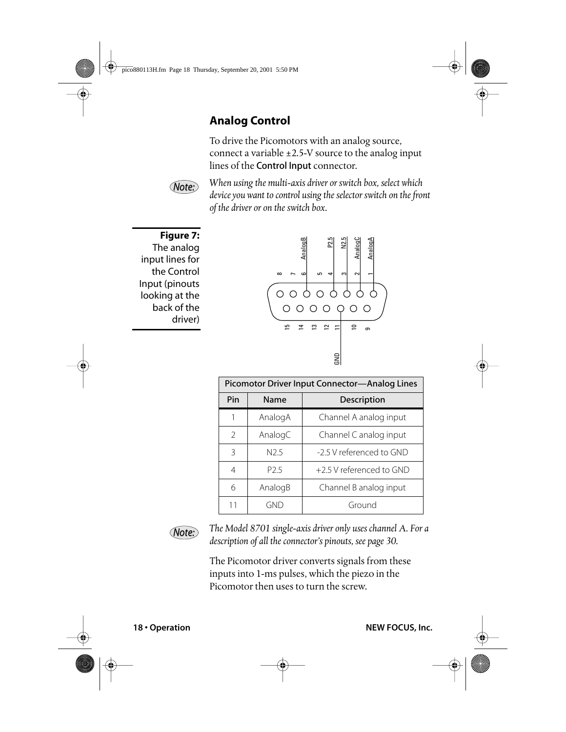## Analog Control

To drive the Picomotors with an analog source, connect a variable ±2.5-V source to the analog input lines of the **Control Input** connector.

*Note: When using the multi-axis driver or switch box, select which device you want to control using the selector switch on the front of the driver or on the switch box.*

**Figure 7:** The analog input lines for the Control Input (pinouts looking at the back of the driver)

| Picomotor Driver Input Connector—Analog Lines | | |
|---|---|---|
| **Pin** | **Name** | **Description** |
| 1 | AnalogA | Channel A analog input |
| 2 | AnalogC | Channel C analog input |
| 3 | N2.5 | -2.5 V referenced to GND |
| 4 | P2.5 | +2.5 V referenced to GND |
| 6 | AnalogB | Channel B analog input |
| 11 | GND | Ground |

*Note: The Model 8701 single-axis driver only uses channel A. For a description of all the connector's pinouts, see page 30.*

The Picomotor driver converts signals from these inputs into 1-ms pulses, which the piezo in the Picomotor then uses to turn the screw.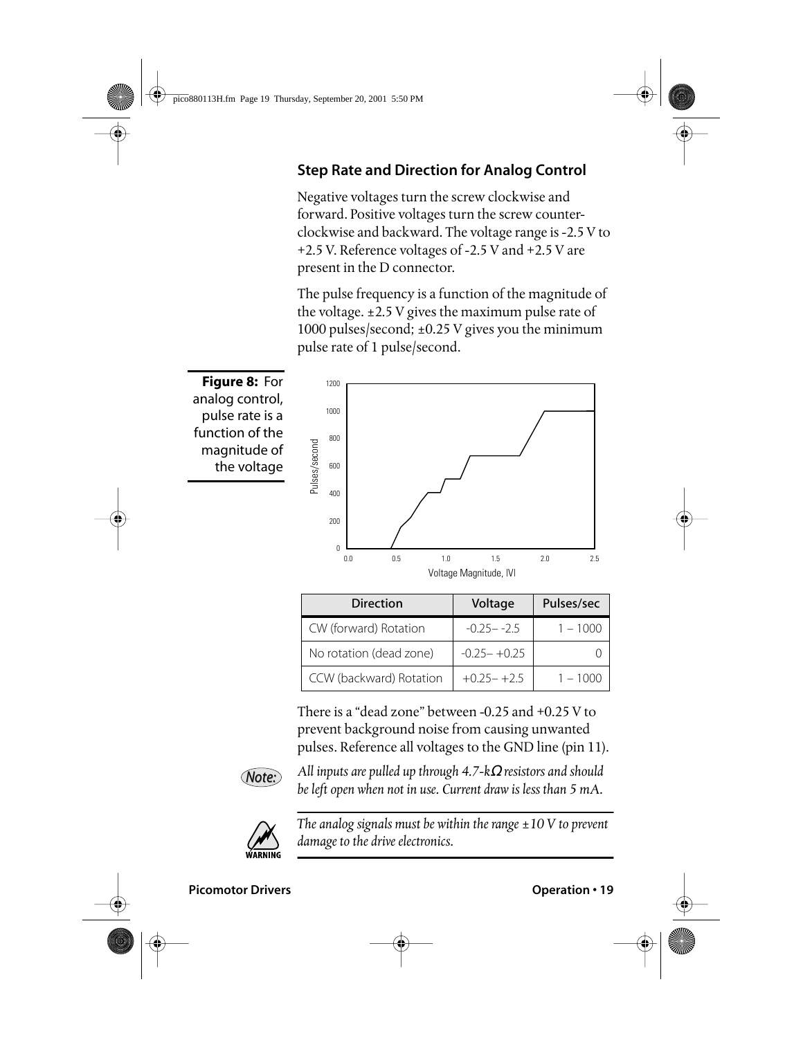## Step Rate and Direction for Analog Control

Negative voltages turn the screw clockwise and forward. Positive voltages turn the screw counter-clockwise and backward. The voltage range is -2.5 V to +2.5 V. Reference voltages of -2.5 V and +2.5 V are present in the D connector.

The pulse frequency is a function of the magnitude of the voltage. ±2.5 V gives the maximum pulse rate of 1000 pulses/second; ±0.25 V gives you the minimum pulse rate of 1 pulse/second.

**Figure 8:** For analog control, pulse rate is a function of the magnitude of the voltage

| Direction | Voltage | Pulses/sec |
|---|---|---|
| CW (forward) Rotation | -0.25– -2.5 | 1 – 1000 |
| No rotation (dead zone) | -0.25– +0.25 | 0 |
| CCW (backward) Rotation | +0.25– +2.5 | 1 – 1000 |

There is a "dead zone" between -0.25 and +0.25 V to prevent background noise from causing unwanted pulses. Reference all voltages to the GND line (pin 11).

*Note: All inputs are pulled up through 4.7-kΩ resistors and should be left open when not in use. Current draw is less than 5 mA.*

WARNING: *The analog signals must be within the range ±10 V to prevent damage to the drive electronics.*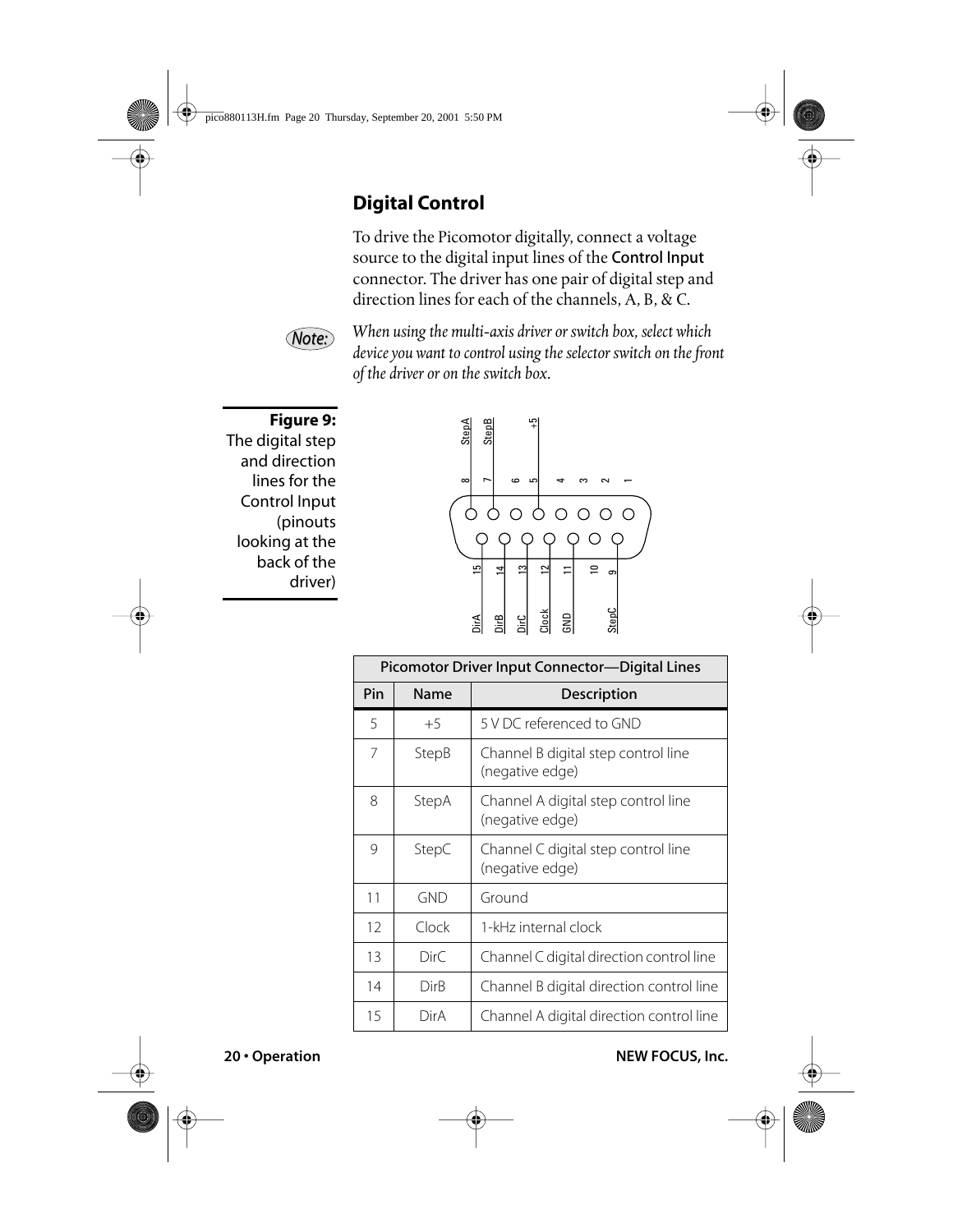## Digital Control

To drive the Picomotor digitally, connect a voltage source to the digital input lines of the Control Input connector. The driver has one pair of digital step and direction lines for each of the channels, A, B, & C.

*Note:* *When using the multi-axis driver or switch box, select which device you want to control using the selector switch on the front of the driver or on the switch box.*

**Figure 9:** The digital step and direction lines for the Control Input (pinouts looking at the back of the driver)

| Picomotor Driver Input Connector—Digital Lines | | |
|---|---|---|
| **Pin** | **Name** | **Description** |
| 5 | +5 | 5 V DC referenced to GND |
| 7 | StepB | Channel B digital step control line (negative edge) |
| 8 | StepA | Channel A digital step control line (negative edge) |
| 9 | StepC | Channel C digital step control line (negative edge) |
| 11 | GND | Ground |
| 12 | Clock | 1-kHz internal clock |
| 13 | DirC | Channel C digital direction control line |
| 14 | DirB | Channel B digital direction control line |
| 15 | DirA | Channel A digital direction control line |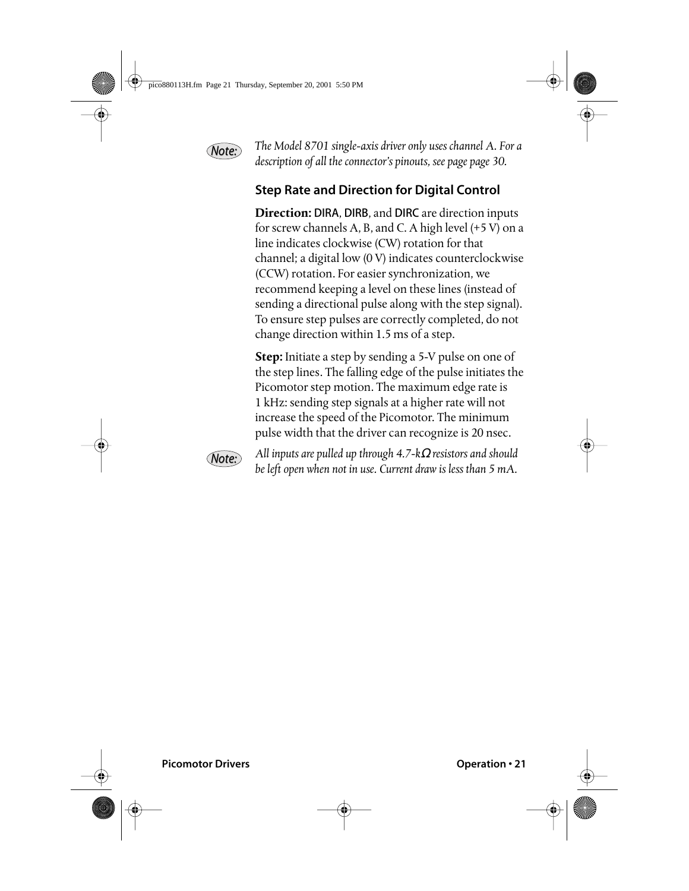*Note:* *The Model 8701 single-axis driver only uses channel A. For a description of all the connector's pinouts, see page page 30.*

### Step Rate and Direction for Digital Control

**Direction:** DIRA, DIRB, and DIRC are direction inputs for screw channels A, B, and C. A high level (+5 V) on a line indicates clockwise (CW) rotation for that channel; a digital low (0 V) indicates counterclockwise (CCW) rotation. For easier synchronization, we recommend keeping a level on these lines (instead of sending a directional pulse along with the step signal). To ensure step pulses are correctly completed, do not change direction within 1.5 ms of a step.

**Step:** Initiate a step by sending a 5-V pulse on one of the step lines. The falling edge of the pulse initiates the Picomotor step motion. The maximum edge rate is 1 kHz: sending step signals at a higher rate will not increase the speed of the Picomotor. The minimum pulse width that the driver can recognize is 20 nsec.

*Note:* *All inputs are pulled up through 4.7-kΩ resistors and should be left open when not in use. Current draw is less than 5 mA.*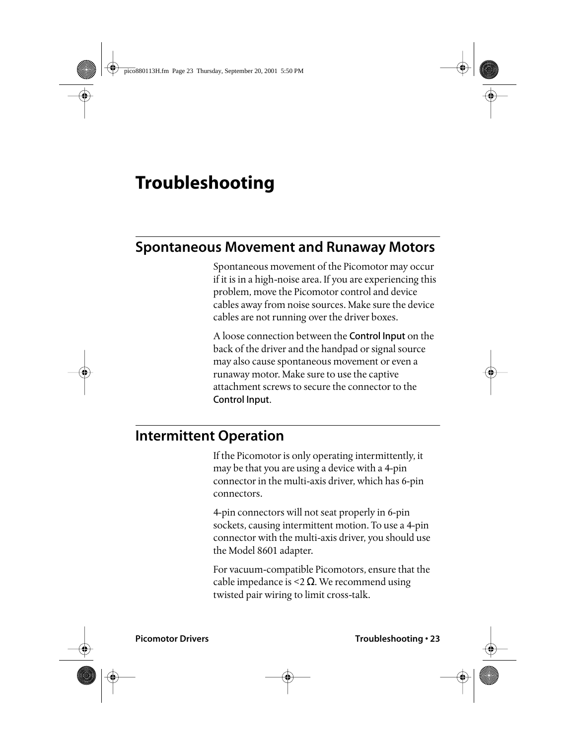# Troubleshooting

## Spontaneous Movement and Runaway Motors

Spontaneous movement of the Picomotor may occur if it is in a high-noise area. If you are experiencing this problem, move the Picomotor control and device cables away from noise sources. Make sure the device cables are not running over the driver boxes.

A loose connection between the Control Input on the back of the driver and the handpad or signal source may also cause spontaneous movement or even a runaway motor. Make sure to use the captive attachment screws to secure the connector to the Control Input.

## Intermittent Operation

If the Picomotor is only operating intermittently, it may be that you are using a device with a 4-pin connector in the multi-axis driver, which has 6-pin connectors.

4-pin connectors will not seat properly in 6-pin sockets, causing intermittent motion. To use a 4-pin connector with the multi-axis driver, you should use the Model 8601 adapter.

For vacuum-compatible Picomotors, ensure that the cable impedance is $<2\ \Omega$. We recommend using twisted pair wiring to limit cross-talk.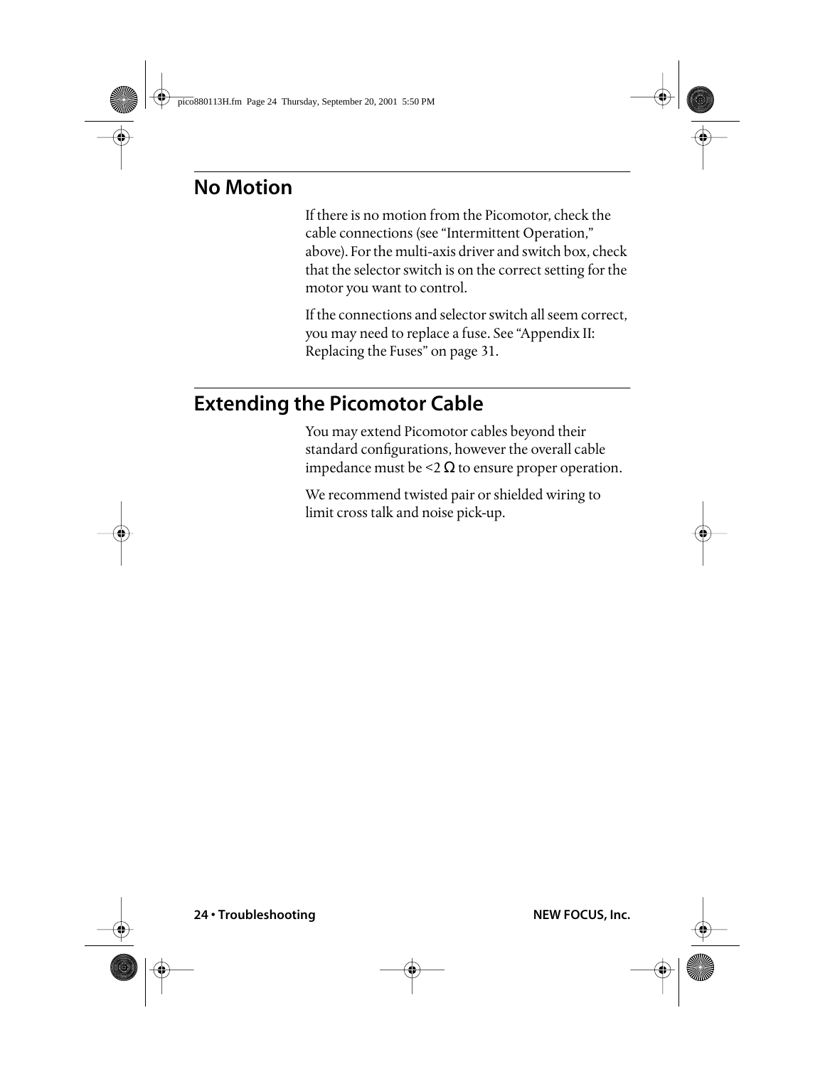## No Motion

If there is no motion from the Picomotor, check the cable connections (see “Intermittent Operation,” above). For the multi-axis driver and switch box, check that the selector switch is on the correct setting for the motor you want to control.

If the connections and selector switch all seem correct, you may need to replace a fuse. See “Appendix II: Replacing the Fuses” on page 31.

## Extending the Picomotor Cable

You may extend Picomotor cables beyond their standard configurations, however the overall cable impedance must be $<2\ \Omega$ to ensure proper operation.

We recommend twisted pair or shielded wiring to limit cross talk and noise pick-up.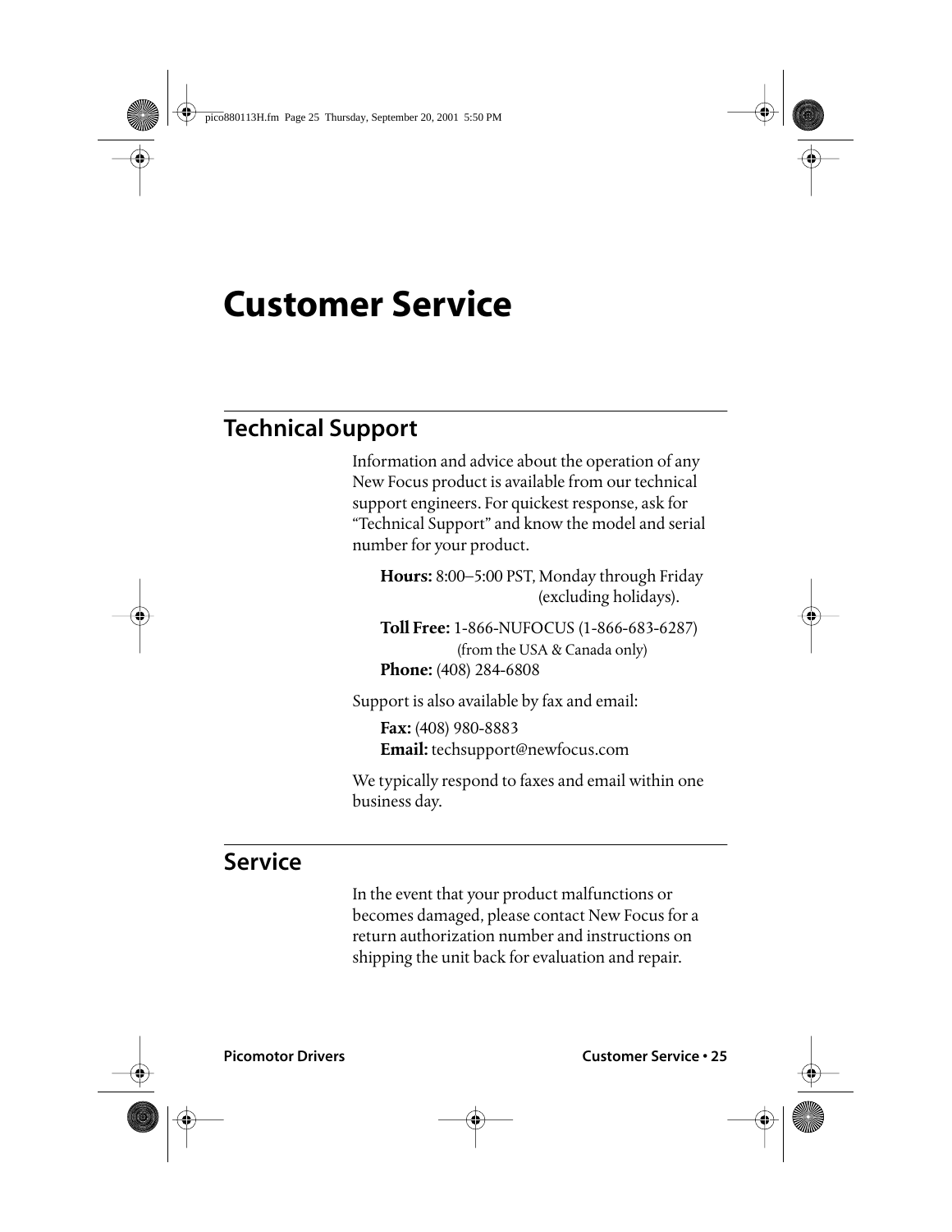# Customer Service

## Technical Support

Information and advice about the operation of any New Focus product is available from our technical support engineers. For quickest response, ask for “Technical Support” and know the model and serial number for your product.

**Hours:** 8:00–5:00 PST, Monday through Friday (excluding holidays).

**Toll Free:** 1-866-NUFOCUS (1-866-683-6287) (from the USA & Canada only)
**Phone:** (408) 284-6808

Support is also available by fax and email:

**Fax:** (408) 980-8883
**Email:** techsupport@newfocus.com

We typically respond to faxes and email within one business day.

## Service

In the event that your product malfunctions or becomes damaged, please contact New Focus for a return authorization number and instructions on shipping the unit back for evaluation and repair.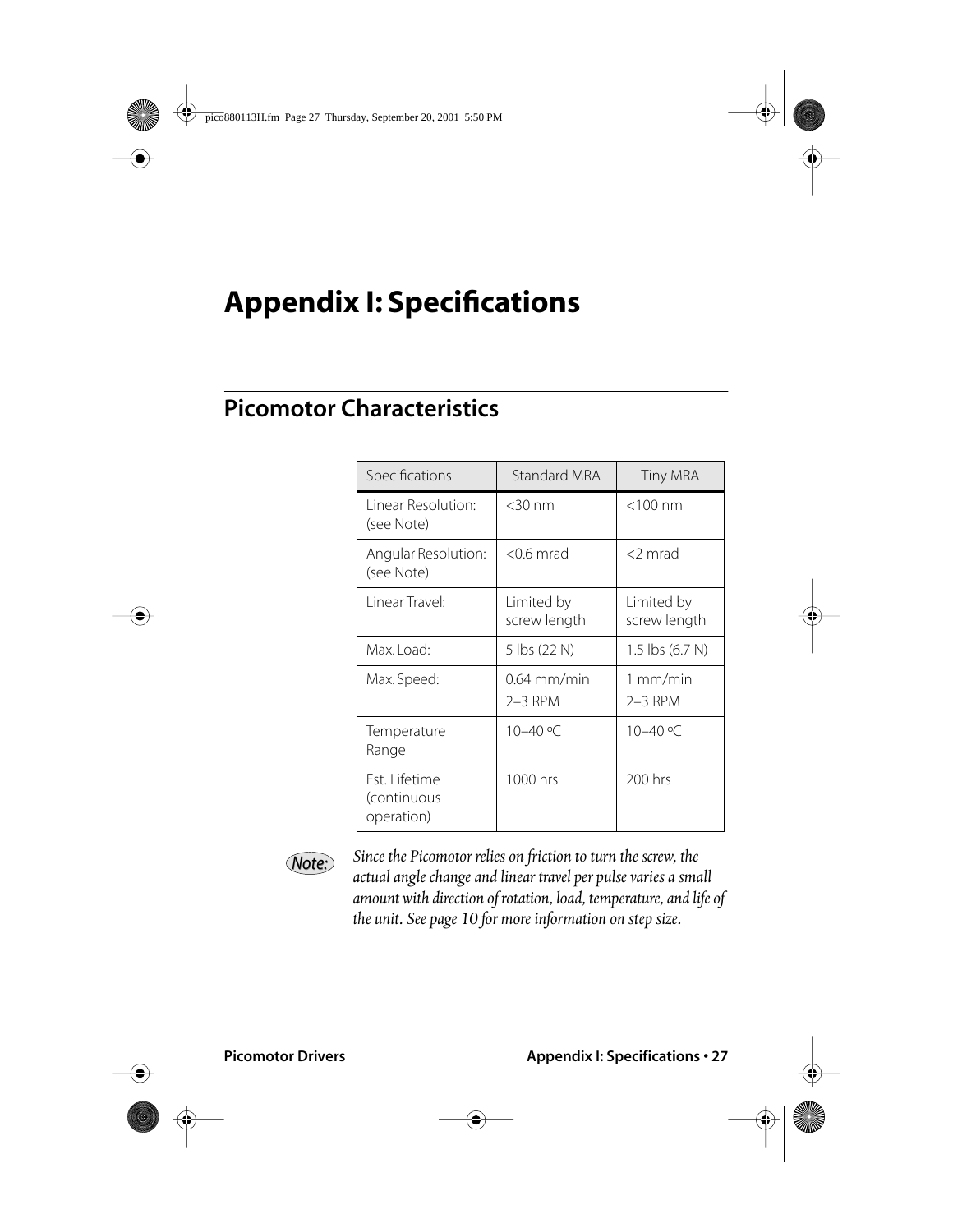# Appendix I: Specifications

## Picomotor Characteristics

| Specifications | Standard MRA | Tiny MRA |
|---|---|---|
| Linear Resolution: (see Note) | <30 nm | <100 nm |
| Angular Resolution: (see Note) | <0.6 mrad | <2 mrad |
| Linear Travel: | Limited by screw length | Limited by screw length |
| Max. Load: | 5 lbs (22 N) | 1.5 lbs (6.7 N) |
| Max. Speed: | 0.64 mm/min<br>2–3 RPM | 1 mm/min<br>2–3 RPM |
| Temperature Range | 10–40 ºC | 10–40 ºC |
| Est. Lifetime (continuous operation) | 1000 hrs | 200 hrs |

*Note:* *Since the Picomotor relies on friction to turn the screw, the actual angle change and linear travel per pulse varies a small amount with direction of rotation, load, temperature, and life of the unit. See page 10 for more information on step size.*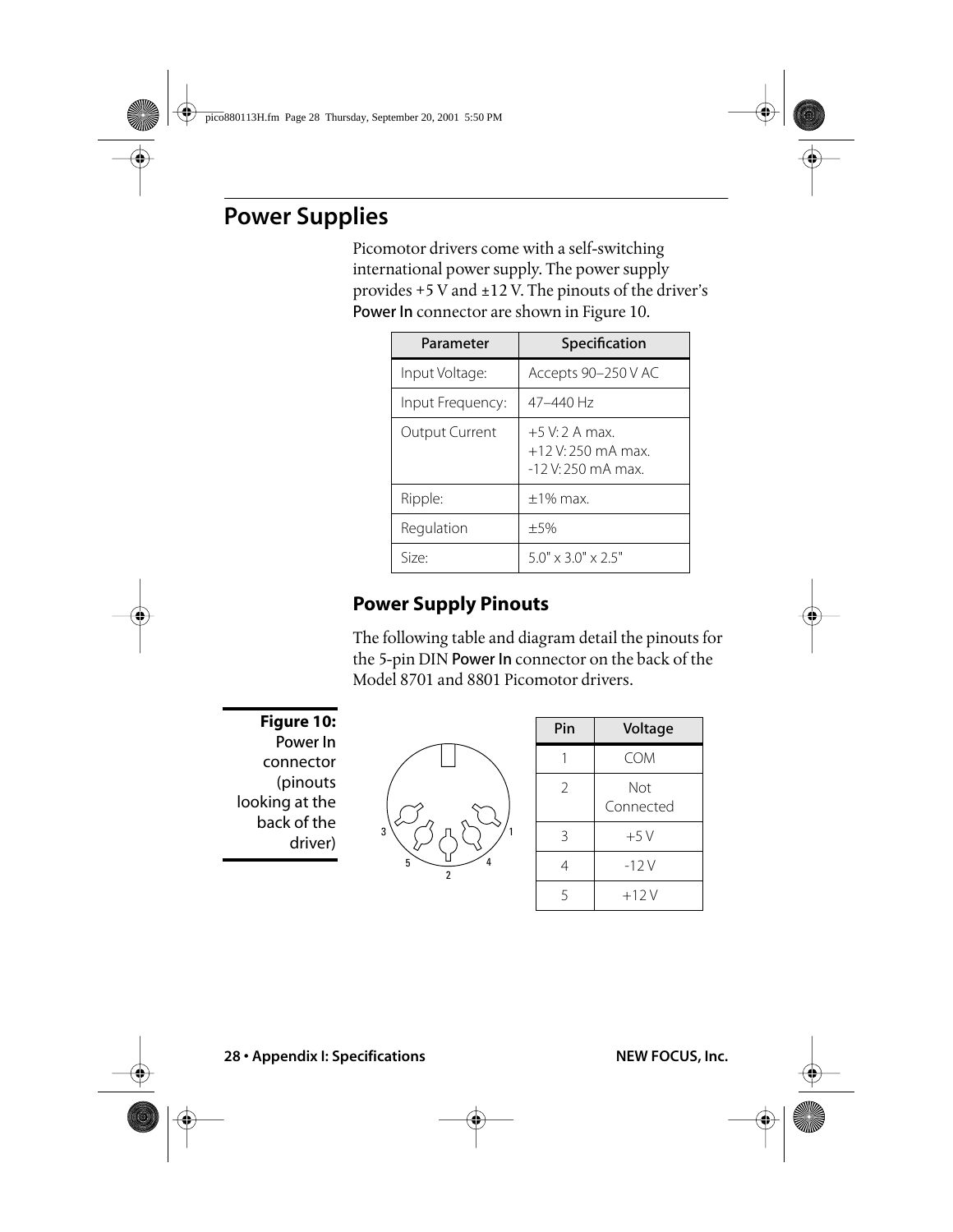# Power Supplies

Picomotor drivers come with a self-switching international power supply. The power supply provides +5 V and ±12 V. The pinouts of the driver's **Power In** connector are shown in Figure 10.

| Parameter | Specification |
|---|---|
| Input Voltage: | Accepts 90–250 V AC |
| Input Frequency: | 47–440 Hz |
| Output Current | +5 V: 2 A max.<br>+12 V: 250 mA max.<br>-12 V: 250 mA max. |
| Ripple: | ±1% max. |
| Regulation | ±5% |
| Size: | 5.0" x 3.0" x 2.5" |

## Power Supply Pinouts

The following table and diagram detail the pinouts for the 5-pin DIN **Power In** connector on the back of the Model 8701 and 8801 Picomotor drivers.

**Figure 10:** Power In connector (pinouts looking at the back of the driver)

| Pin | Voltage |
|---|---|
| 1 | COM |
| 2 | Not Connected |
| 3 | +5 V |
| 4 | -12 V |
| 5 | +12 V |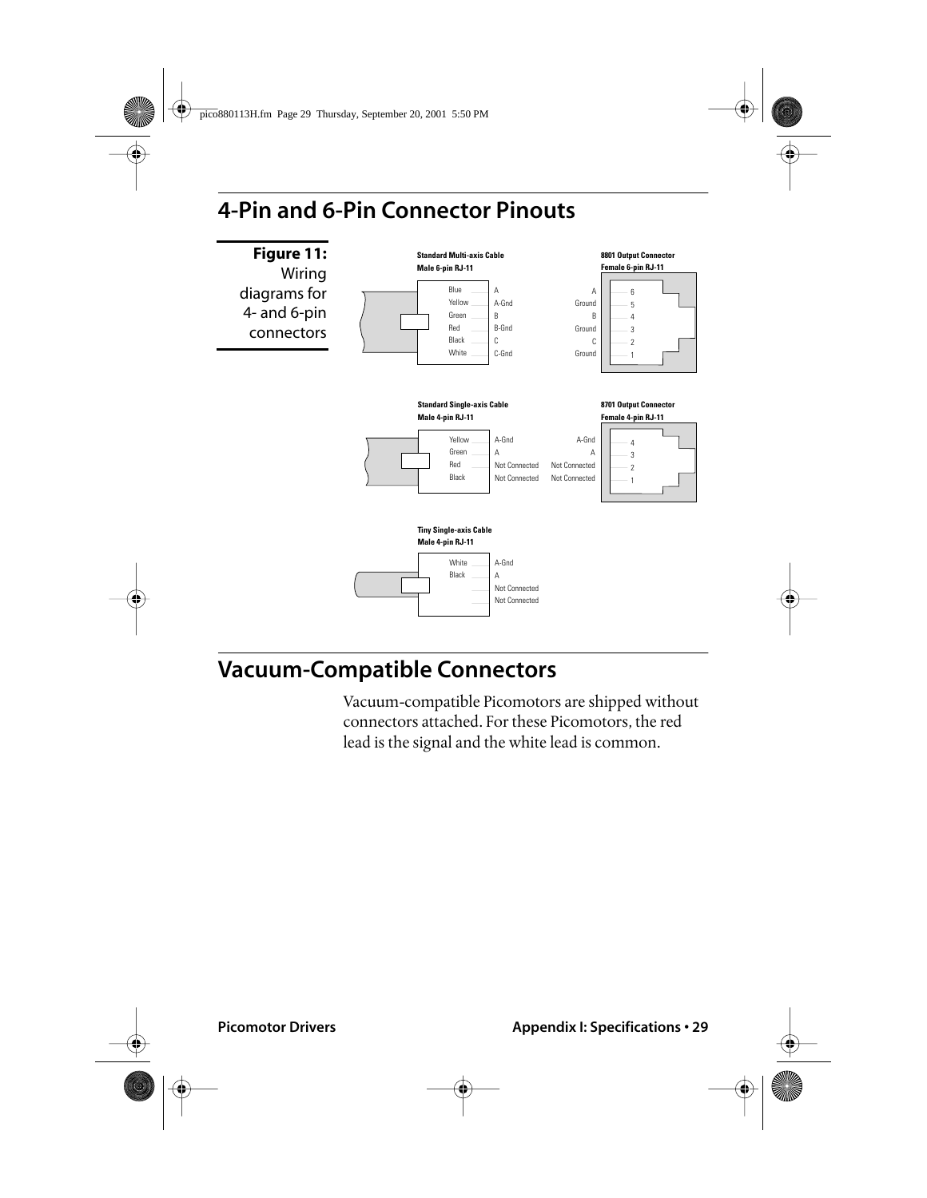## 4-Pin and 6-Pin Connector Pinouts

**Figure 11:** Wiring diagrams for 4- and 6-pin connectors

**Standard Multi-axis Cable**
**Male 6-pin RJ-11**

| Wire | Signal |
|---|---|
| Blue | A |
| Yellow | A-Gnd |
| Green | B |
| Red | B-Gnd |
| Black | C |
| White | C-Gnd |

**8801 Output Connector**
**Female 6-pin RJ-11**

| Signal | Pin |
|---|---|
| A | 6 |
| Ground | 5 |
| B | 4 |
| Ground | 3 |
| C | 2 |
| Ground | 1 |

**Standard Single-axis Cable**
**Male 4-pin RJ-11**

| Wire | Signal |
|---|---|
| Yellow | A-Gnd |
| Green | A |
| Red | Not Connected |
| Black | Not Connected |

**8701 Output Connector**
**Female 4-pin RJ-11**

| Signal | Pin |
|---|---|
| A-Gnd | 4 |
| A | 3 |
| Not Connected | 2 |
| Not Connected | 1 |

**Tiny Single-axis Cable**
**Male 4-pin RJ-11**

| Wire | Signal |
|---|---|
| White | A-Gnd |
| Black | A |
| | Not Connected |
| | Not Connected |

## Vacuum-Compatible Connectors

Vacuum-compatible Picomotors are shipped without connectors attached. For these Picomotors, the red lead is the signal and the white lead is common.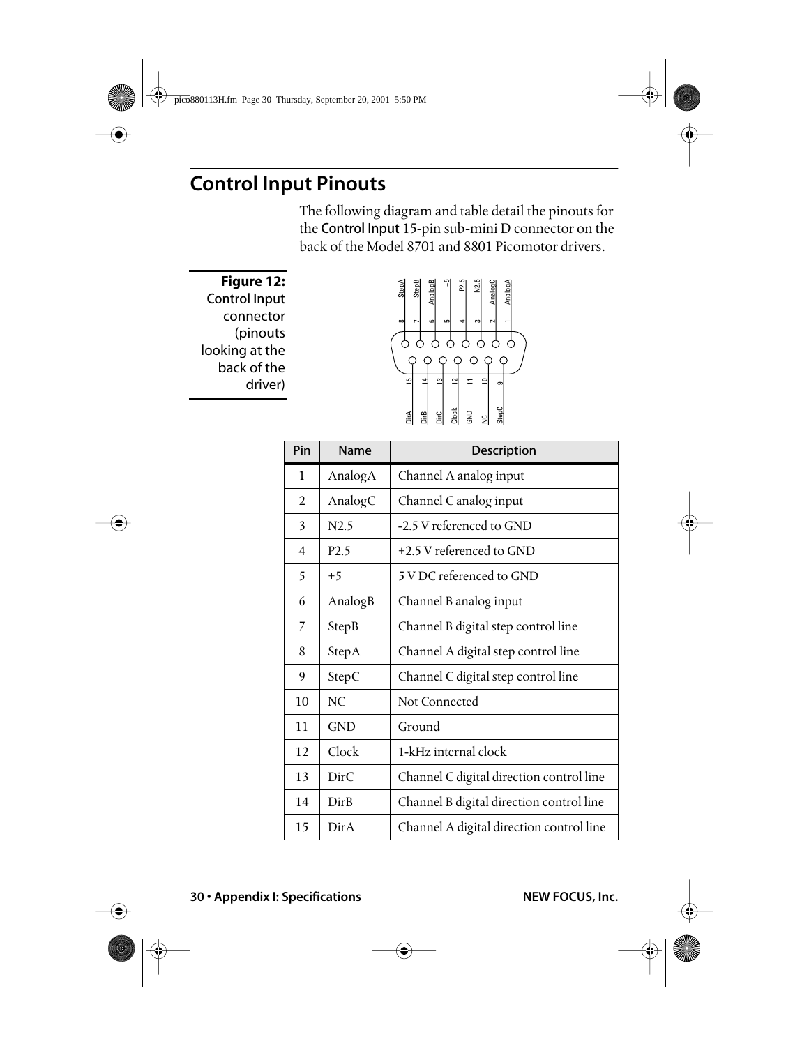## Control Input Pinouts

The following diagram and table detail the pinouts for the **Control Input** 15-pin sub-mini D connector on the back of the Model 8701 and 8801 Picomotor drivers.

**Figure 12:** Control Input connector (pinouts looking at the back of the driver)

| Pin | Name | Description |
|---|---|---|
| 1 | AnalogA | Channel A analog input |
| 2 | AnalogC | Channel C analog input |
| 3 | N2.5 | -2.5 V referenced to GND |
| 4 | P2.5 | +2.5 V referenced to GND |
| 5 | +5 | 5 V DC referenced to GND |
| 6 | AnalogB | Channel B analog input |
| 7 | StepB | Channel B digital step control line |
| 8 | StepA | Channel A digital step control line |
| 9 | StepC | Channel C digital step control line |
| 10 | NC | Not Connected |
| 11 | GND | Ground |
| 12 | Clock | 1-kHz internal clock |
| 13 | DirC | Channel C digital direction control line |
| 14 | DirB | Channel B digital direction control line |
| 15 | DirA | Channel A digital direction control line |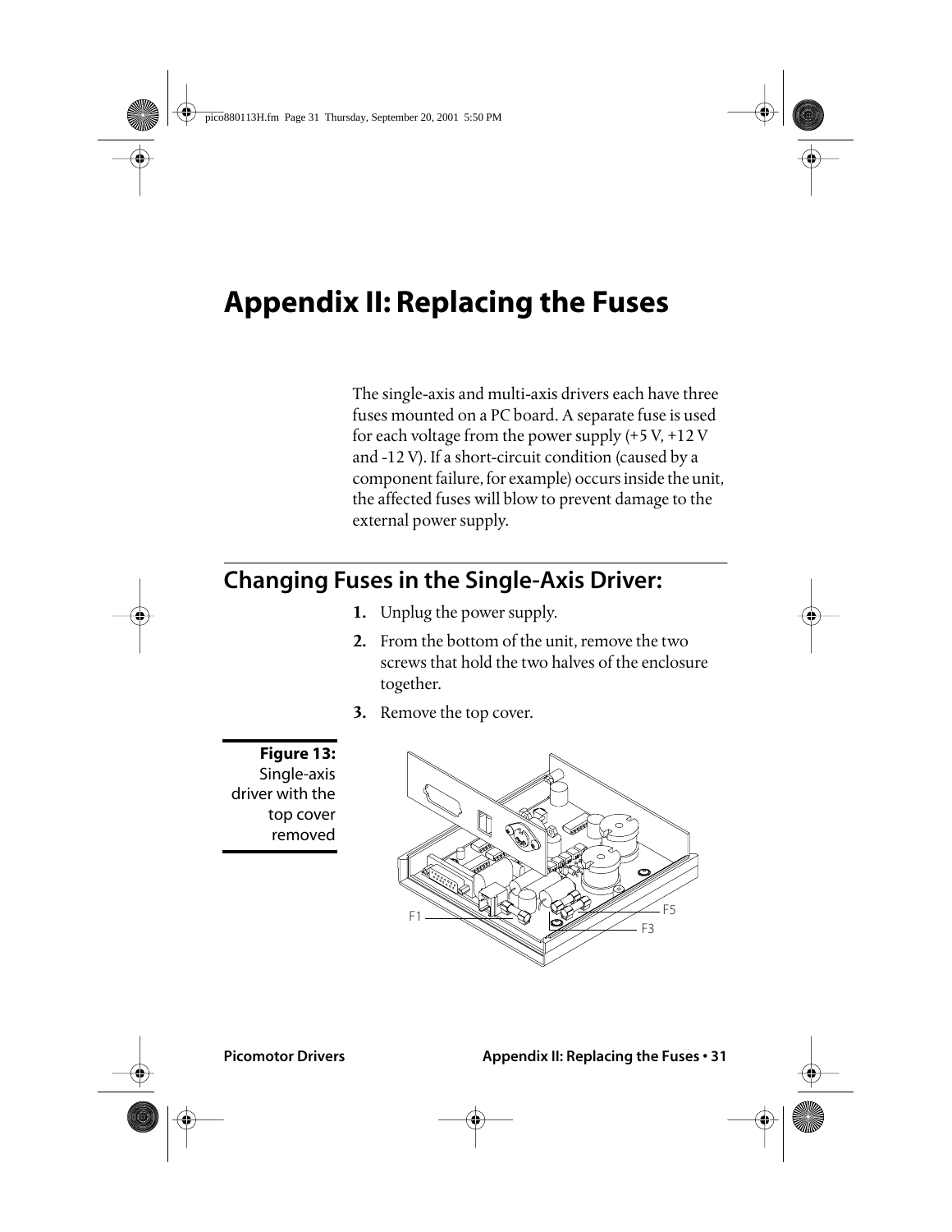# Appendix II: Replacing the Fuses

The single-axis and multi-axis drivers each have three fuses mounted on a PC board. A separate fuse is used for each voltage from the power supply (+5 V, +12 V and -12 V). If a short-circuit condition (caused by a component failure, for example) occurs inside the unit, the affected fuses will blow to prevent damage to the external power supply.

## Changing Fuses in the Single-Axis Driver:

1. Unplug the power supply.
2. From the bottom of the unit, remove the two screws that hold the two halves of the enclosure together.
3. Remove the top cover.

**Figure 13:** Single-axis driver with the top cover removed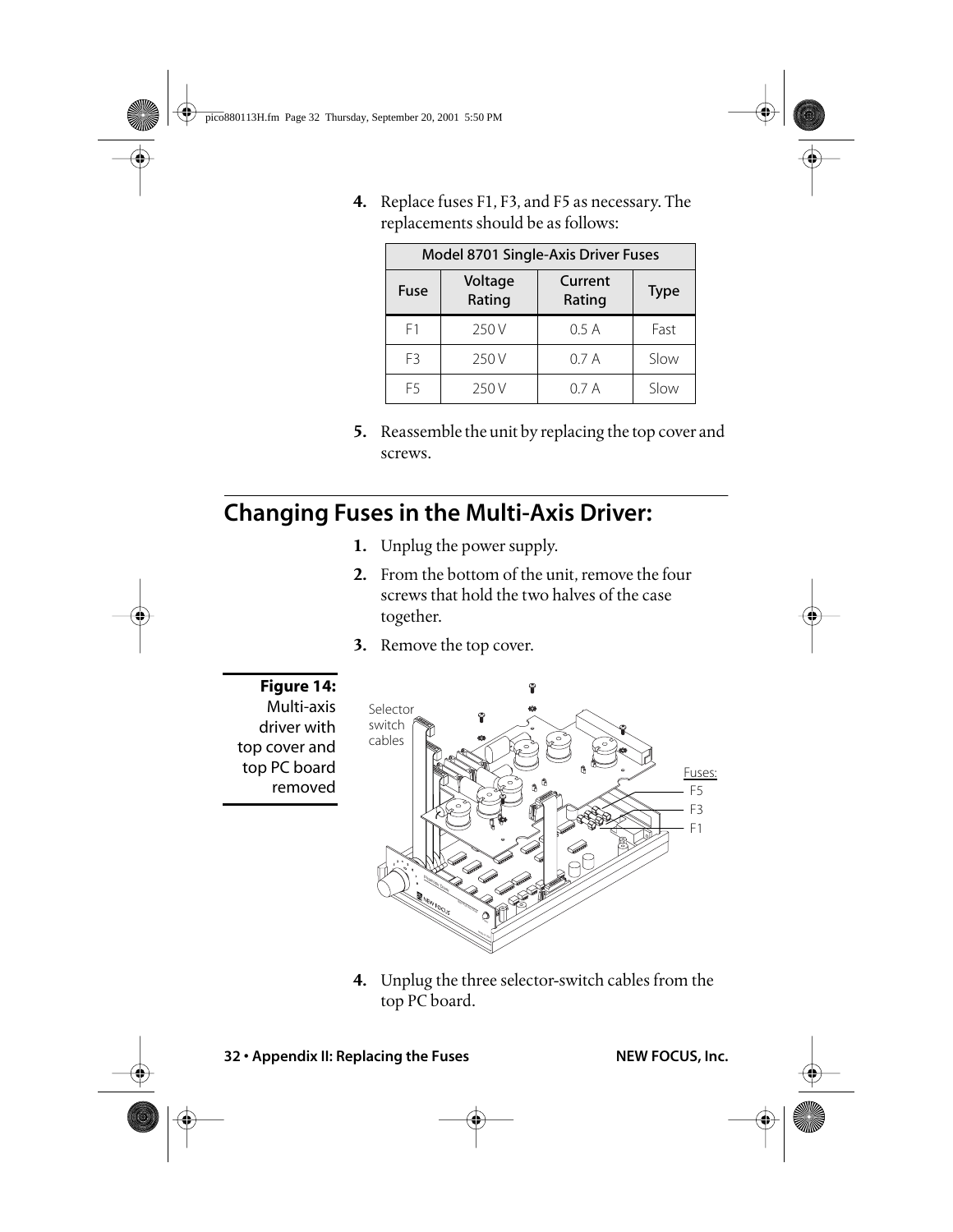4. Replace fuses F1, F3, and F5 as necessary. The replacements should be as follows:

| Model 8701 Single-Axis Driver Fuses | | | |
|---|---|---|---|
| Fuse | Voltage Rating | Current Rating | Type |
| F1 | 250 V | 0.5 A | Fast |
| F3 | 250 V | 0.7 A | Slow |
| F5 | 250 V | 0.7 A | Slow |

5. Reassemble the unit by replacing the top cover and screws.

## Changing Fuses in the Multi-Axis Driver:

1. Unplug the power supply.
2. From the bottom of the unit, remove the four screws that hold the two halves of the case together.
3. Remove the top cover.

**Figure 14:** Multi-axis driver with top cover and top PC board removed

Selector switch cables

Fuses: F5 F3 F1

4. Unplug the three selector-switch cables from the top PC board.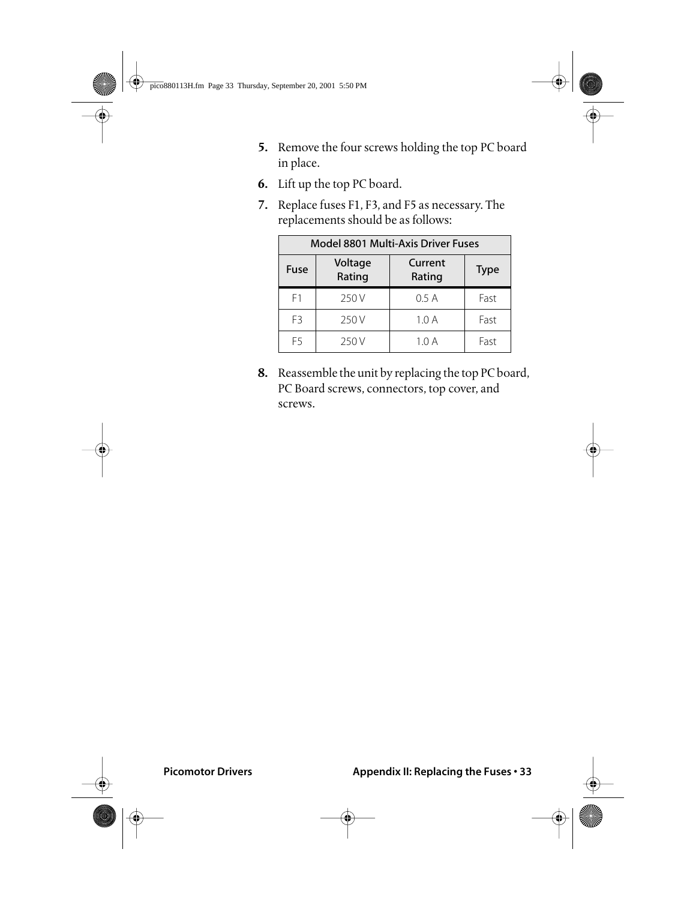5. Remove the four screws holding the top PC board in place.
6. Lift up the top PC board.
7. Replace fuses F1, F3, and F5 as necessary. The replacements should be as follows:

| Model 8801 Multi-Axis Driver Fuses | | | |
|---|---|---|---|
| Fuse | Voltage Rating | Current Rating | Type |
| F1 | 250 V | 0.5 A | Fast |
| F3 | 250 V | 1.0 A | Fast |
| F5 | 250 V | 1.0 A | Fast |

8. Reassemble the unit by replacing the top PC board, PC Board screws, connectors, top cover, and screws.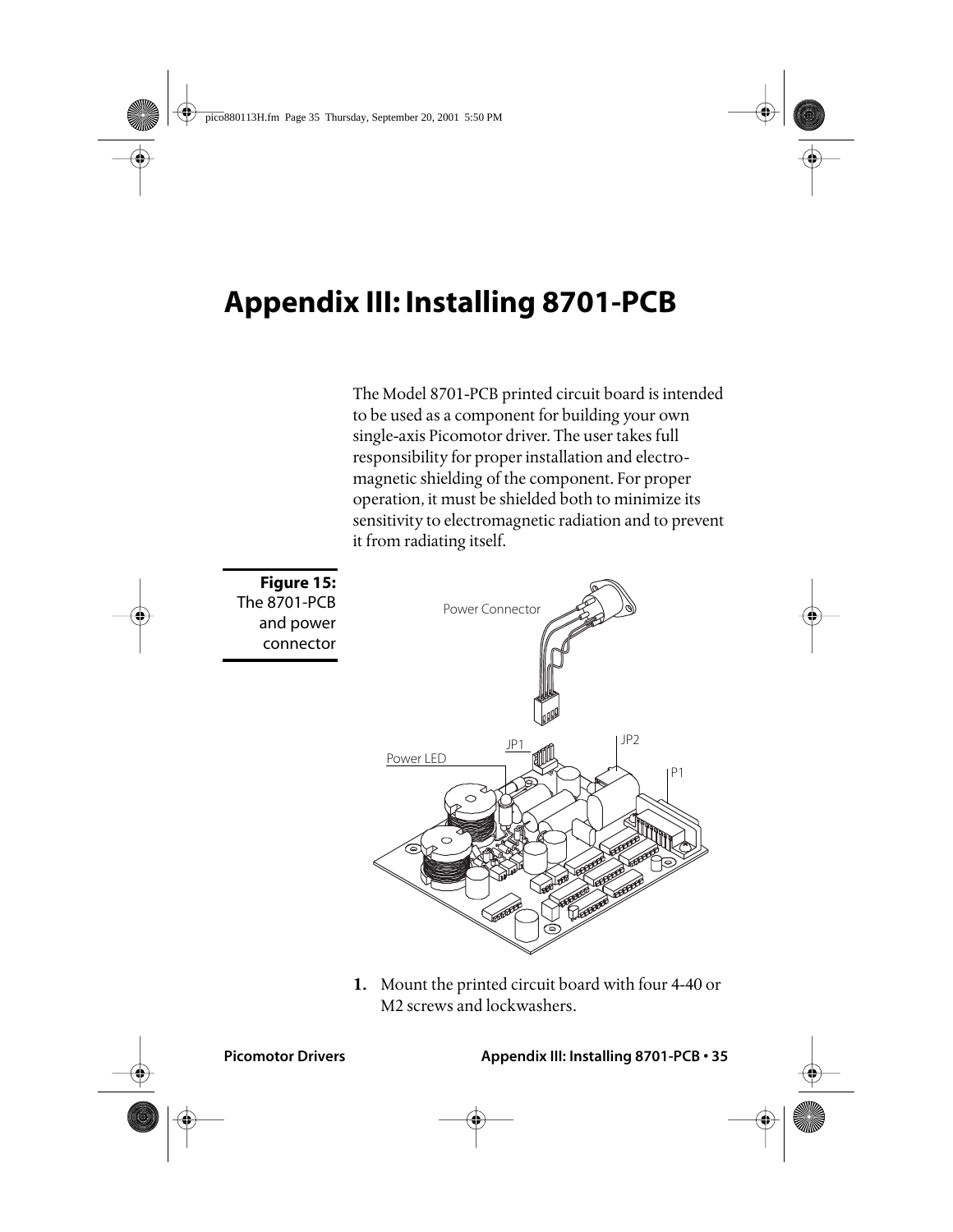# Appendix III: Installing 8701-PCB

The Model 8701-PCB printed circuit board is intended to be used as a component for building your own single-axis Picomotor driver. The user takes full responsibility for proper installation and electromagnetic shielding of the component. For proper operation, it must be shielded both to minimize its sensitivity to electromagnetic radiation and to prevent it from radiating itself.

**Figure 15:** The 8701-PCB and power connector

1. Mount the printed circuit board with four 4-40 or M2 screws and lockwashers.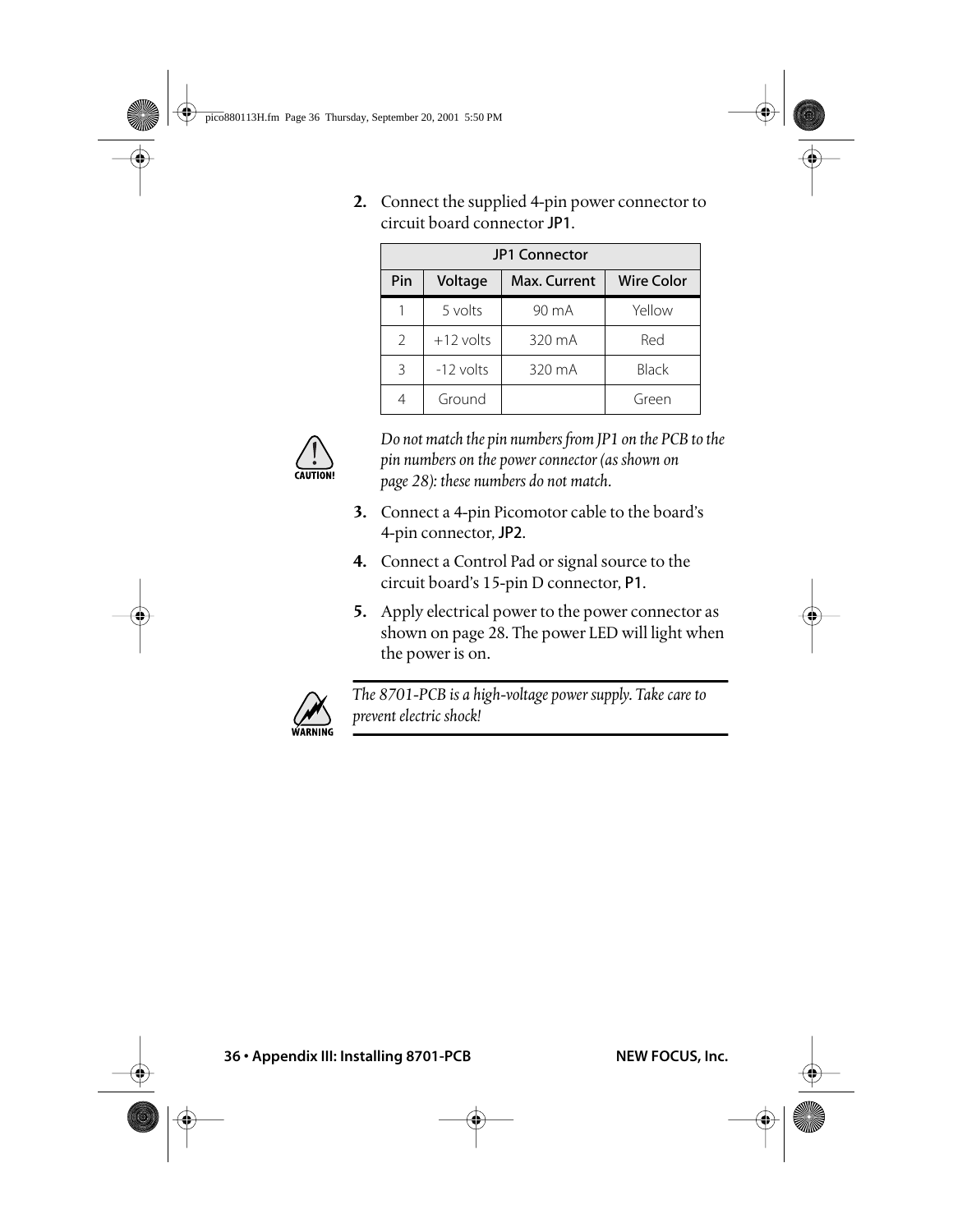2. Connect the supplied 4-pin power connector to circuit board connector **JP1**.

| JP1 Connector | | | |
|---|---|---|---|
| Pin | Voltage | Max. Current | Wire Color |
| 1 | 5 volts | 90 mA | Yellow |
| 2 | +12 volts | 320 mA | Red |
| 3 | -12 volts | 320 mA | Black |
| 4 | Ground | | Green |

CAUTION!

*Do not match the pin numbers from JP1 on the PCB to the pin numbers on the power connector (as shown on page 28): these numbers do not match.*

3. Connect a 4-pin Picomotor cable to the board's 4-pin connector, **JP2**.
4. Connect a Control Pad or signal source to the circuit board's 15-pin D connector, **P1**.
5. Apply electrical power to the power connector as shown on page 28. The power LED will light when the power is on.

WARNING

*The 8701-PCB is a high-voltage power supply. Take care to prevent electric shock!*